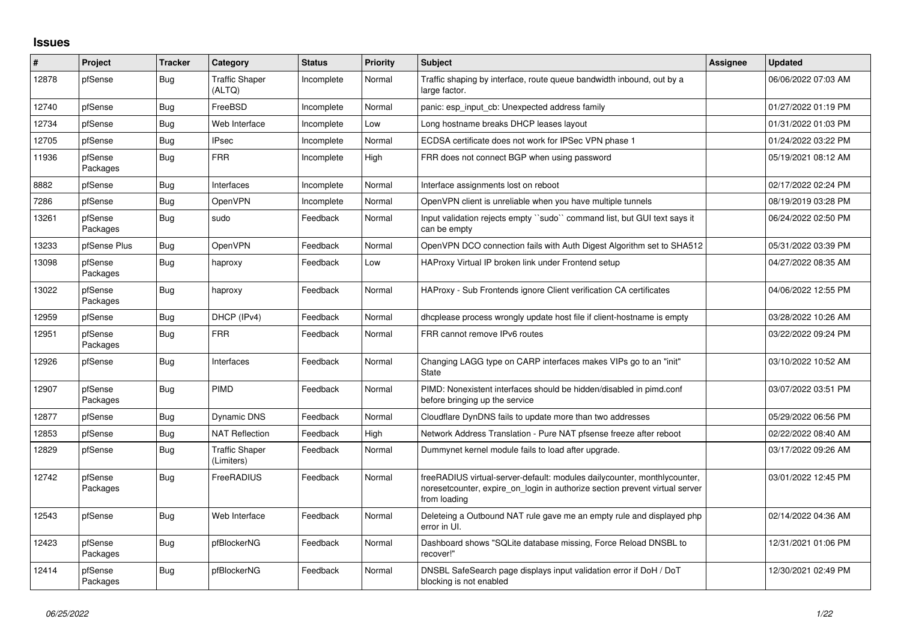## Issues

| # | Project | Tracker | Category | Status | Priority | Subject | Assignee | Updated |
|---|---|---|---|---|---|---|---|---|
| 12878 | pfSense | Bug | Traffic Shaper (ALTQ) | Incomplete | Normal | Traffic shaping by interface, route queue bandwidth inbound, out by a large factor. | | 06/06/2022 07:03 AM |
| 12740 | pfSense | Bug | FreeBSD | Incomplete | Normal | panic: esp_input_cb: Unexpected address family | | 01/27/2022 01:19 PM |
| 12734 | pfSense | Bug | Web Interface | Incomplete | Low | Long hostname breaks DHCP leases layout | | 01/31/2022 01:03 PM |
| 12705 | pfSense | Bug | IPsec | Incomplete | Normal | ECDSA certificate does not work for IPSec VPN phase 1 | | 01/24/2022 03:22 PM |
| 11936 | pfSense Packages | Bug | FRR | Incomplete | High | FRR does not connect BGP when using password | | 05/19/2021 08:12 AM |
| 8882 | pfSense | Bug | Interfaces | Incomplete | Normal | Interface assignments lost on reboot | | 02/17/2022 02:24 PM |
| 7286 | pfSense | Bug | OpenVPN | Incomplete | Normal | OpenVPN client is unreliable when you have multiple tunnels | | 08/19/2019 03:28 PM |
| 13261 | pfSense Packages | Bug | sudo | Feedback | Normal | Input validation rejects empty ``sudo`` command list, but GUI text says it can be empty | | 06/24/2022 02:50 PM |
| 13233 | pfSense Plus | Bug | OpenVPN | Feedback | Normal | OpenVPN DCO connection fails with Auth Digest Algorithm set to SHA512 | | 05/31/2022 03:39 PM |
| 13098 | pfSense Packages | Bug | haproxy | Feedback | Low | HAProxy Virtual IP broken link under Frontend setup | | 04/27/2022 08:35 AM |
| 13022 | pfSense Packages | Bug | haproxy | Feedback | Normal | HAProxy - Sub Frontends ignore Client verification CA certificates | | 04/06/2022 12:55 PM |
| 12959 | pfSense | Bug | DHCP (IPv4) | Feedback | Normal | dhcplease process wrongly update host file if client-hostname is empty | | 03/28/2022 10:26 AM |
| 12951 | pfSense Packages | Bug | FRR | Feedback | Normal | FRR cannot remove IPv6 routes | | 03/22/2022 09:24 PM |
| 12926 | pfSense | Bug | Interfaces | Feedback | Normal | Changing LAGG type on CARP interfaces makes VIPs go to an "init" State | | 03/10/2022 10:52 AM |
| 12907 | pfSense Packages | Bug | PIMD | Feedback | Normal | PIMD: Nonexistent interfaces should be hidden/disabled in pimd.conf before bringing up the service | | 03/07/2022 03:51 PM |
| 12877 | pfSense | Bug | Dynamic DNS | Feedback | Normal | Cloudflare DynDNS fails to update more than two addresses | | 05/29/2022 06:56 PM |
| 12853 | pfSense | Bug | NAT Reflection | Feedback | High | Network Address Translation - Pure NAT pfsense freeze after reboot | | 02/22/2022 08:40 AM |
| 12829 | pfSense | Bug | Traffic Shaper (Limiters) | Feedback | Normal | Dummynet kernel module fails to load after upgrade. | | 03/17/2022 09:26 AM |
| 12742 | pfSense Packages | Bug | FreeRADIUS | Feedback | Normal | freeRADIUS virtual-server-default: modules dailycounter, monthlycounter, noresetcounter, expire_on_login in authorize section prevent virtual server from loading | | 03/01/2022 12:45 PM |
| 12543 | pfSense | Bug | Web Interface | Feedback | Normal | Deleteing a Outbound NAT rule gave me an empty rule and displayed php error in UI. | | 02/14/2022 04:36 AM |
| 12423 | pfSense Packages | Bug | pfBlockerNG | Feedback | Normal | Dashboard shows "SQLite database missing, Force Reload DNSBL to recover!" | | 12/31/2021 01:06 PM |
| 12414 | pfSense Packages | Bug | pfBlockerNG | Feedback | Normal | DNSBL SafeSearch page displays input validation error if DoH / DoT blocking is not enabled | | 12/30/2021 02:49 PM |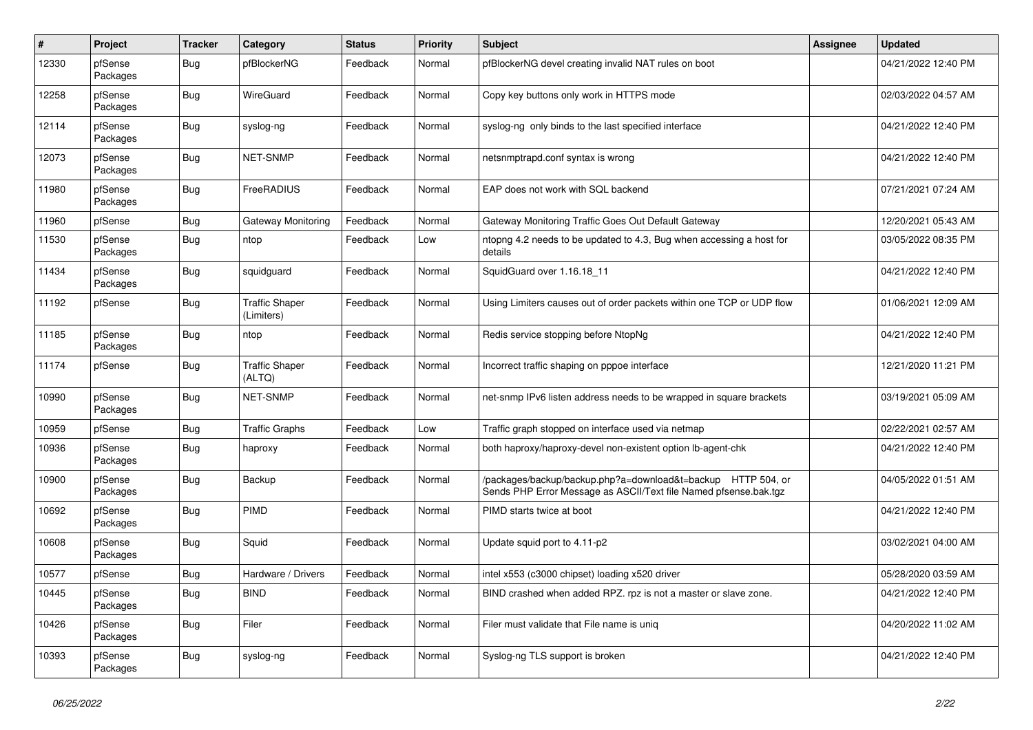| # | Project | Tracker | Category | Status | Priority | Subject | Assignee | Updated |
|---|---|---|---|---|---|---|---|---|
| 12330 | pfSense Packages | Bug | pfBlockerNG | Feedback | Normal | pfBlockerNG devel creating invalid NAT rules on boot | | 04/21/2022 12:40 PM |
| 12258 | pfSense Packages | Bug | WireGuard | Feedback | Normal | Copy key buttons only work in HTTPS mode | | 02/03/2022 04:57 AM |
| 12114 | pfSense Packages | Bug | syslog-ng | Feedback | Normal | syslog-ng only binds to the last specified interface | | 04/21/2022 12:40 PM |
| 12073 | pfSense Packages | Bug | NET-SNMP | Feedback | Normal | netsnmptrapd.conf syntax is wrong | | 04/21/2022 12:40 PM |
| 11980 | pfSense Packages | Bug | FreeRADIUS | Feedback | Normal | EAP does not work with SQL backend | | 07/21/2021 07:24 AM |
| 11960 | pfSense | Bug | Gateway Monitoring | Feedback | Normal | Gateway Monitoring Traffic Goes Out Default Gateway | | 12/20/2021 05:43 AM |
| 11530 | pfSense Packages | Bug | ntop | Feedback | Low | ntopng 4.2 needs to be updated to 4.3, Bug when accessing a host for details | | 03/05/2022 08:35 PM |
| 11434 | pfSense Packages | Bug | squidguard | Feedback | Normal | SquidGuard over 1.16.18_11 | | 04/21/2022 12:40 PM |
| 11192 | pfSense | Bug | Traffic Shaper (Limiters) | Feedback | Normal | Using Limiters causes out of order packets within one TCP or UDP flow | | 01/06/2021 12:09 AM |
| 11185 | pfSense Packages | Bug | ntop | Feedback | Normal | Redis service stopping before NtopNg | | 04/21/2022 12:40 PM |
| 11174 | pfSense | Bug | Traffic Shaper (ALTQ) | Feedback | Normal | Incorrect traffic shaping on pppoe interface | | 12/21/2020 11:21 PM |
| 10990 | pfSense Packages | Bug | NET-SNMP | Feedback | Normal | net-snmp IPv6 listen address needs to be wrapped in square brackets | | 03/19/2021 05:09 AM |
| 10959 | pfSense | Bug | Traffic Graphs | Feedback | Low | Traffic graph stopped on interface used via netmap | | 02/22/2021 02:57 AM |
| 10936 | pfSense Packages | Bug | haproxy | Feedback | Normal | both haproxy/haproxy-devel non-existent option lb-agent-chk | | 04/21/2022 12:40 PM |
| 10900 | pfSense Packages | Bug | Backup | Feedback | Normal | /packages/backup/backup.php?a=download&t=backup HTTP 504, or Sends PHP Error Message as ASCII/Text file Named pfsense.bak.tgz | | 04/05/2022 01:51 AM |
| 10692 | pfSense Packages | Bug | PIMD | Feedback | Normal | PIMD starts twice at boot | | 04/21/2022 12:40 PM |
| 10608 | pfSense Packages | Bug | Squid | Feedback | Normal | Update squid port to 4.11-p2 | | 03/02/2021 04:00 AM |
| 10577 | pfSense | Bug | Hardware / Drivers | Feedback | Normal | intel x553 (c3000 chipset) loading x520 driver | | 05/28/2020 03:59 AM |
| 10445 | pfSense Packages | Bug | BIND | Feedback | Normal | BIND crashed when added RPZ. rpz is not a master or slave zone. | | 04/21/2022 12:40 PM |
| 10426 | pfSense Packages | Bug | Filer | Feedback | Normal | Filer must validate that File name is uniq | | 04/20/2022 11:02 AM |
| 10393 | pfSense Packages | Bug | syslog-ng | Feedback | Normal | Syslog-ng TLS support is broken | | 04/21/2022 12:40 PM |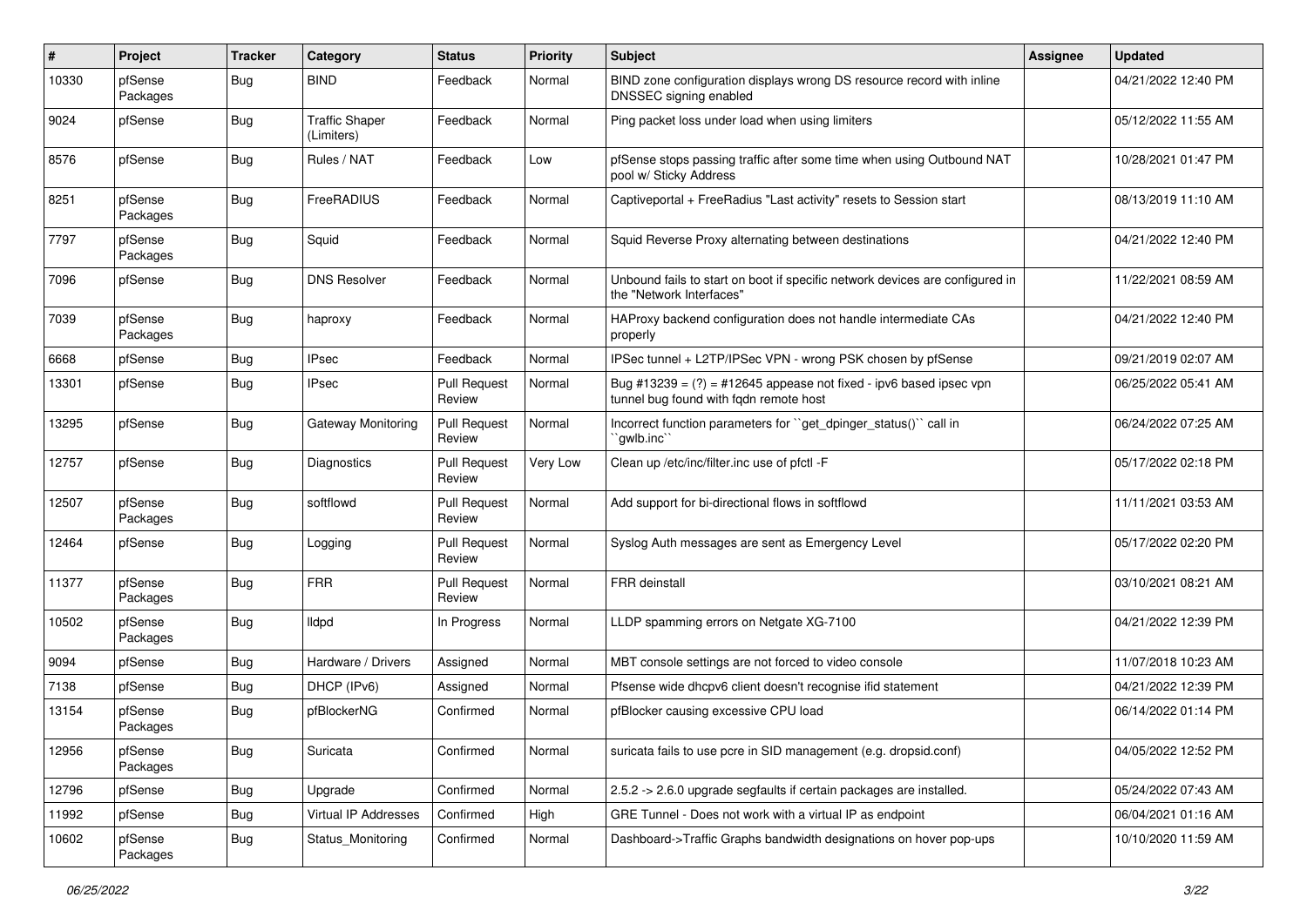| # | Project | Tracker | Category | Status | Priority | Subject | Assignee | Updated |
|---|---|---|---|---|---|---|---|---|
| 10330 | pfSense Packages | Bug | BIND | Feedback | Normal | BIND zone configuration displays wrong DS resource record with inline DNSSEC signing enabled | | 04/21/2022 12:40 PM |
| 9024 | pfSense | Bug | Traffic Shaper (Limiters) | Feedback | Normal | Ping packet loss under load when using limiters | | 05/12/2022 11:55 AM |
| 8576 | pfSense | Bug | Rules / NAT | Feedback | Low | pfSense stops passing traffic after some time when using Outbound NAT pool w/ Sticky Address | | 10/28/2021 01:47 PM |
| 8251 | pfSense Packages | Bug | FreeRADIUS | Feedback | Normal | Captiveportal + FreeRadius "Last activity" resets to Session start | | 08/13/2019 11:10 AM |
| 7797 | pfSense Packages | Bug | Squid | Feedback | Normal | Squid Reverse Proxy alternating between destinations | | 04/21/2022 12:40 PM |
| 7096 | pfSense | Bug | DNS Resolver | Feedback | Normal | Unbound fails to start on boot if specific network devices are configured in the "Network Interfaces" | | 11/22/2021 08:59 AM |
| 7039 | pfSense Packages | Bug | haproxy | Feedback | Normal | HAProxy backend configuration does not handle intermediate CAs properly | | 04/21/2022 12:40 PM |
| 6668 | pfSense | Bug | IPsec | Feedback | Normal | IPSec tunnel + L2TP/IPSec VPN - wrong PSK chosen by pfSense | | 09/21/2019 02:07 AM |
| 13301 | pfSense | Bug | IPsec | Pull Request Review | Normal | Bug #13239 = (?) = #12645 appease not fixed - ipv6 based ipsec vpn tunnel bug found with fqdn remote host | | 06/25/2022 05:41 AM |
| 13295 | pfSense | Bug | Gateway Monitoring | Pull Request Review | Normal | Incorrect function parameters for ``get_dpinger_status()`` call in ``gwlb.inc`` | | 06/24/2022 07:25 AM |
| 12757 | pfSense | Bug | Diagnostics | Pull Request Review | Very Low | Clean up /etc/inc/filter.inc use of pfctl -F | | 05/17/2022 02:18 PM |
| 12507 | pfSense Packages | Bug | softflowd | Pull Request Review | Normal | Add support for bi-directional flows in softflowd | | 11/11/2021 03:53 AM |
| 12464 | pfSense | Bug | Logging | Pull Request Review | Normal | Syslog Auth messages are sent as Emergency Level | | 05/17/2022 02:20 PM |
| 11377 | pfSense Packages | Bug | FRR | Pull Request Review | Normal | FRR deinstall | | 03/10/2021 08:21 AM |
| 10502 | pfSense Packages | Bug | lldpd | In Progress | Normal | LLDP spamming errors on Netgate XG-7100 | | 04/21/2022 12:39 PM |
| 9094 | pfSense | Bug | Hardware / Drivers | Assigned | Normal | MBT console settings are not forced to video console | | 11/07/2018 10:23 AM |
| 7138 | pfSense | Bug | DHCP (IPv6) | Assigned | Normal | Pfsense wide dhcpv6 client doesn't recognise ifid statement | | 04/21/2022 12:39 PM |
| 13154 | pfSense Packages | Bug | pfBlockerNG | Confirmed | Normal | pfBlocker causing excessive CPU load | | 06/14/2022 01:14 PM |
| 12956 | pfSense Packages | Bug | Suricata | Confirmed | Normal | suricata fails to use pcre in SID management (e.g. dropsid.conf) | | 04/05/2022 12:52 PM |
| 12796 | pfSense | Bug | Upgrade | Confirmed | Normal | 2.5.2 -> 2.6.0 upgrade segfaults if certain packages are installed. | | 05/24/2022 07:43 AM |
| 11992 | pfSense | Bug | Virtual IP Addresses | Confirmed | High | GRE Tunnel - Does not work with a virtual IP as endpoint | | 06/04/2021 01:16 AM |
| 10602 | pfSense Packages | Bug | Status_Monitoring | Confirmed | Normal | Dashboard->Traffic Graphs bandwidth designations on hover pop-ups | | 10/10/2020 11:59 AM |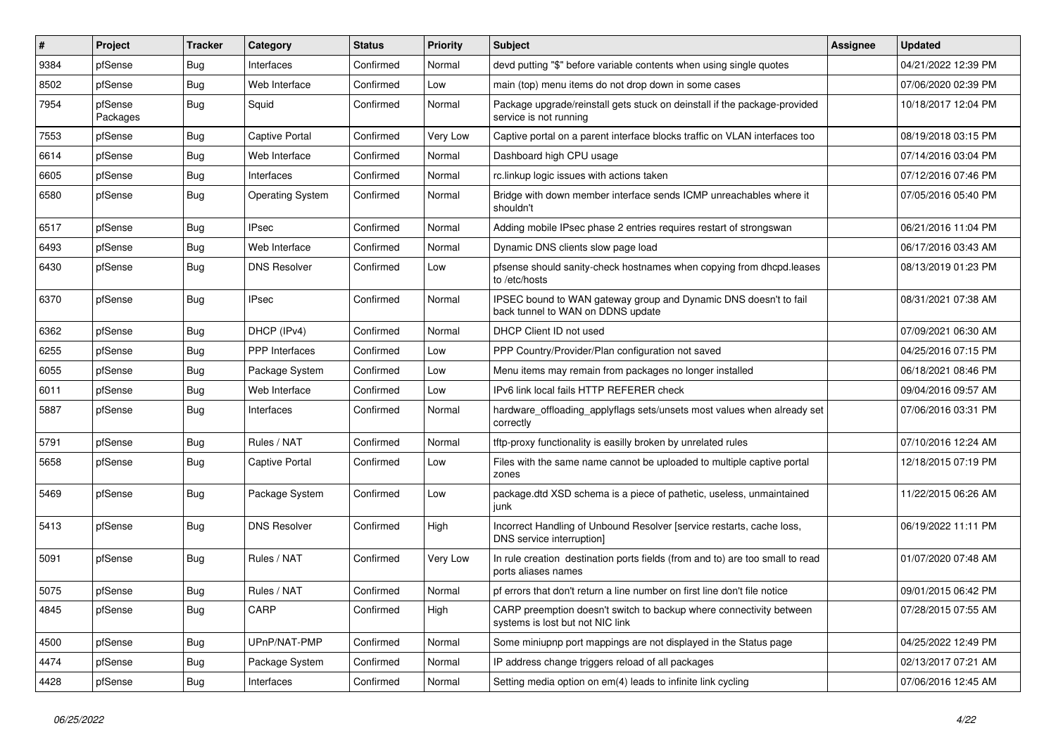| # | Project | Tracker | Category | Status | Priority | Subject | Assignee | Updated |
|---|---|---|---|---|---|---|---|---|
| 9384 | pfSense | Bug | Interfaces | Confirmed | Normal | devd putting "$" before variable contents when using single quotes | | 04/21/2022 12:39 PM |
| 8502 | pfSense | Bug | Web Interface | Confirmed | Low | main (top) menu items do not drop down in some cases | | 07/06/2020 02:39 PM |
| 7954 | pfSense Packages | Bug | Squid | Confirmed | Normal | Package upgrade/reinstall gets stuck on deinstall if the package-provided service is not running | | 10/18/2017 12:04 PM |
| 7553 | pfSense | Bug | Captive Portal | Confirmed | Very Low | Captive portal on a parent interface blocks traffic on VLAN interfaces too | | 08/19/2018 03:15 PM |
| 6614 | pfSense | Bug | Web Interface | Confirmed | Normal | Dashboard high CPU usage | | 07/14/2016 03:04 PM |
| 6605 | pfSense | Bug | Interfaces | Confirmed | Normal | rc.linkup logic issues with actions taken | | 07/12/2016 07:46 PM |
| 6580 | pfSense | Bug | Operating System | Confirmed | Normal | Bridge with down member interface sends ICMP unreachables where it shouldn't | | 07/05/2016 05:40 PM |
| 6517 | pfSense | Bug | IPsec | Confirmed | Normal | Adding mobile IPsec phase 2 entries requires restart of strongswan | | 06/21/2016 11:04 PM |
| 6493 | pfSense | Bug | Web Interface | Confirmed | Normal | Dynamic DNS clients slow page load | | 06/17/2016 03:43 AM |
| 6430 | pfSense | Bug | DNS Resolver | Confirmed | Low | pfsense should sanity-check hostnames when copying from dhcpd.leases to /etc/hosts | | 08/13/2019 01:23 PM |
| 6370 | pfSense | Bug | IPsec | Confirmed | Normal | IPSEC bound to WAN gateway group and Dynamic DNS doesn't to fail back tunnel to WAN on DDNS update | | 08/31/2021 07:38 AM |
| 6362 | pfSense | Bug | DHCP (IPv4) | Confirmed | Normal | DHCP Client ID not used | | 07/09/2021 06:30 AM |
| 6255 | pfSense | Bug | PPP Interfaces | Confirmed | Low | PPP Country/Provider/Plan configuration not saved | | 04/25/2016 07:15 PM |
| 6055 | pfSense | Bug | Package System | Confirmed | Low | Menu items may remain from packages no longer installed | | 06/18/2021 08:46 PM |
| 6011 | pfSense | Bug | Web Interface | Confirmed | Low | IPv6 link local fails HTTP REFERER check | | 09/04/2016 09:57 AM |
| 5887 | pfSense | Bug | Interfaces | Confirmed | Normal | hardware_offloading_applyflags sets/unsets most values when already set correctly | | 07/06/2016 03:31 PM |
| 5791 | pfSense | Bug | Rules / NAT | Confirmed | Normal | tftp-proxy functionality is easilly broken by unrelated rules | | 07/10/2016 12:24 AM |
| 5658 | pfSense | Bug | Captive Portal | Confirmed | Low | Files with the same name cannot be uploaded to multiple captive portal zones | | 12/18/2015 07:19 PM |
| 5469 | pfSense | Bug | Package System | Confirmed | Low | package.dtd XSD schema is a piece of pathetic, useless, unmaintained junk | | 11/22/2015 06:26 AM |
| 5413 | pfSense | Bug | DNS Resolver | Confirmed | High | Incorrect Handling of Unbound Resolver [service restarts, cache loss, DNS service interruption] | | 06/19/2022 11:11 PM |
| 5091 | pfSense | Bug | Rules / NAT | Confirmed | Very Low | In rule creation destination ports fields (from and to) are too small to read ports aliases names | | 01/07/2020 07:48 AM |
| 5075 | pfSense | Bug | Rules / NAT | Confirmed | Normal | pf errors that don't return a line number on first line don't file notice | | 09/01/2015 06:42 PM |
| 4845 | pfSense | Bug | CARP | Confirmed | High | CARP preemption doesn't switch to backup where connectivity between systems is lost but not NIC link | | 07/28/2015 07:55 AM |
| 4500 | pfSense | Bug | UPnP/NAT-PMP | Confirmed | Normal | Some miniupnp port mappings are not displayed in the Status page | | 04/25/2022 12:49 PM |
| 4474 | pfSense | Bug | Package System | Confirmed | Normal | IP address change triggers reload of all packages | | 02/13/2017 07:21 AM |
| 4428 | pfSense | Bug | Interfaces | Confirmed | Normal | Setting media option on em(4) leads to infinite link cycling | | 07/06/2016 12:45 AM |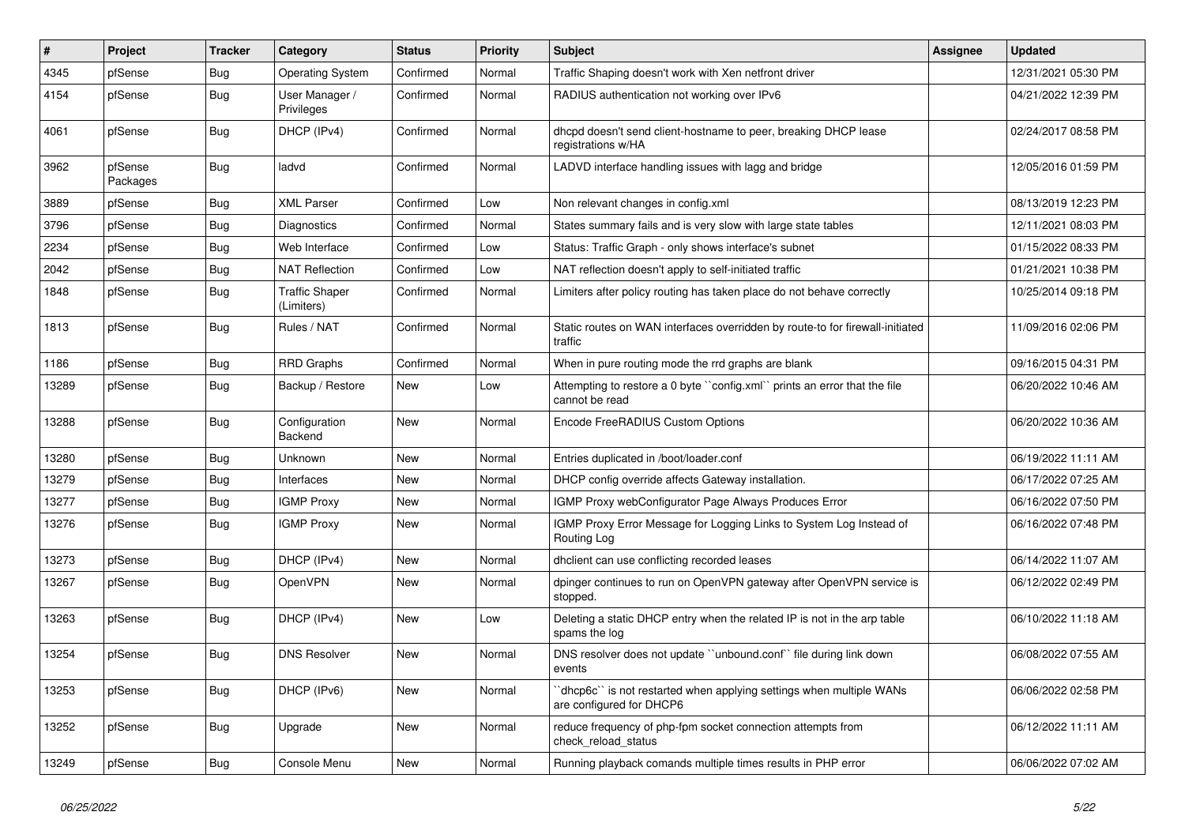| # | Project | Tracker | Category | Status | Priority | Subject | Assignee | Updated |
|---|---|---|---|---|---|---|---|---|
| 4345 | pfSense | Bug | Operating System | Confirmed | Normal | Traffic Shaping doesn't work with Xen netfront driver | | 12/31/2021 05:30 PM |
| 4154 | pfSense | Bug | User Manager / Privileges | Confirmed | Normal | RADIUS authentication not working over IPv6 | | 04/21/2022 12:39 PM |
| 4061 | pfSense | Bug | DHCP (IPv4) | Confirmed | Normal | dhcpd doesn't send client-hostname to peer, breaking DHCP lease registrations w/HA | | 02/24/2017 08:58 PM |
| 3962 | pfSense Packages | Bug | ladvd | Confirmed | Normal | LADVD interface handling issues with lagg and bridge | | 12/05/2016 01:59 PM |
| 3889 | pfSense | Bug | XML Parser | Confirmed | Low | Non relevant changes in config.xml | | 08/13/2019 12:23 PM |
| 3796 | pfSense | Bug | Diagnostics | Confirmed | Normal | States summary fails and is very slow with large state tables | | 12/11/2021 08:03 PM |
| 2234 | pfSense | Bug | Web Interface | Confirmed | Low | Status: Traffic Graph - only shows interface's subnet | | 01/15/2022 08:33 PM |
| 2042 | pfSense | Bug | NAT Reflection | Confirmed | Low | NAT reflection doesn't apply to self-initiated traffic | | 01/21/2021 10:38 PM |
| 1848 | pfSense | Bug | Traffic Shaper (Limiters) | Confirmed | Normal | Limiters after policy routing has taken place do not behave correctly | | 10/25/2014 09:18 PM |
| 1813 | pfSense | Bug | Rules / NAT | Confirmed | Normal | Static routes on WAN interfaces overridden by route-to for firewall-initiated traffic | | 11/09/2016 02:06 PM |
| 1186 | pfSense | Bug | RRD Graphs | Confirmed | Normal | When in pure routing mode the rrd graphs are blank | | 09/16/2015 04:31 PM |
| 13289 | pfSense | Bug | Backup / Restore | New | Low | Attempting to restore a 0 byte ``config.xml`` prints an error that the file cannot be read | | 06/20/2022 10:46 AM |
| 13288 | pfSense | Bug | Configuration Backend | New | Normal | Encode FreeRADIUS Custom Options | | 06/20/2022 10:36 AM |
| 13280 | pfSense | Bug | Unknown | New | Normal | Entries duplicated in /boot/loader.conf | | 06/19/2022 11:11 AM |
| 13279 | pfSense | Bug | Interfaces | New | Normal | DHCP config override affects Gateway installation. | | 06/17/2022 07:25 AM |
| 13277 | pfSense | Bug | IGMP Proxy | New | Normal | IGMP Proxy webConfigurator Page Always Produces Error | | 06/16/2022 07:50 PM |
| 13276 | pfSense | Bug | IGMP Proxy | New | Normal | IGMP Proxy Error Message for Logging Links to System Log Instead of Routing Log | | 06/16/2022 07:48 PM |
| 13273 | pfSense | Bug | DHCP (IPv4) | New | Normal | dhclient can use conflicting recorded leases | | 06/14/2022 11:07 AM |
| 13267 | pfSense | Bug | OpenVPN | New | Normal | dpinger continues to run on OpenVPN gateway after OpenVPN service is stopped. | | 06/12/2022 02:49 PM |
| 13263 | pfSense | Bug | DHCP (IPv4) | New | Low | Deleting a static DHCP entry when the related IP is not in the arp table spams the log | | 06/10/2022 11:18 AM |
| 13254 | pfSense | Bug | DNS Resolver | New | Normal | DNS resolver does not update ``unbound.conf`` file during link down events | | 06/08/2022 07:55 AM |
| 13253 | pfSense | Bug | DHCP (IPv6) | New | Normal | ``dhcp6c`` is not restarted when applying settings when multiple WANs are configured for DHCP6 | | 06/06/2022 02:58 PM |
| 13252 | pfSense | Bug | Upgrade | New | Normal | reduce frequency of php-fpm socket connection attempts from check_reload_status | | 06/12/2022 11:11 AM |
| 13249 | pfSense | Bug | Console Menu | New | Normal | Running playback comands multiple times results in PHP error | | 06/06/2022 07:02 AM |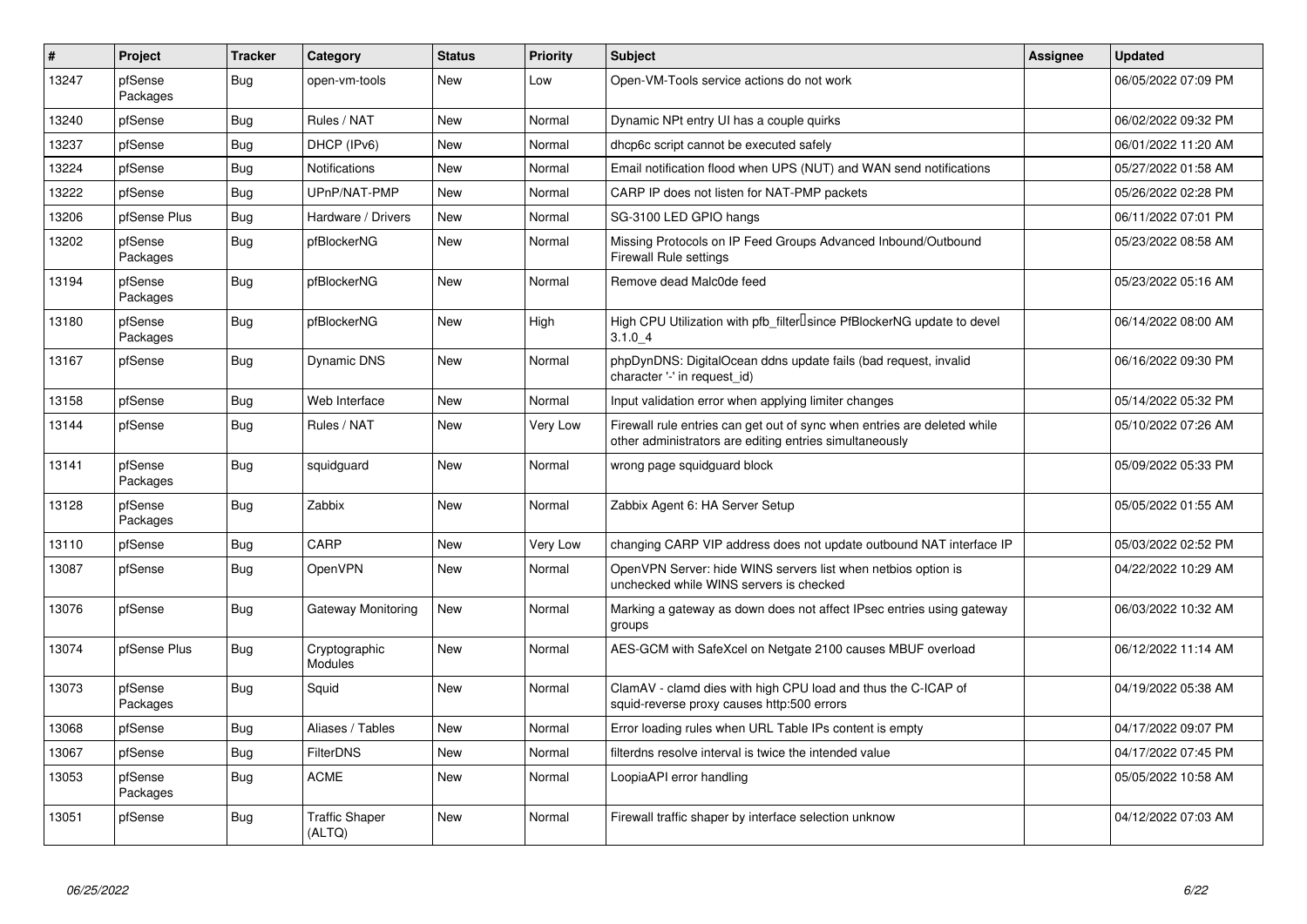| # | Project | Tracker | Category | Status | Priority | Subject | Assignee | Updated |
|---|---|---|---|---|---|---|---|---|
| 13247 | pfSense Packages | Bug | open-vm-tools | New | Low | Open-VM-Tools service actions do not work | | 06/05/2022 07:09 PM |
| 13240 | pfSense | Bug | Rules / NAT | New | Normal | Dynamic NPt entry UI has a couple quirks | | 06/02/2022 09:32 PM |
| 13237 | pfSense | Bug | DHCP (IPv6) | New | Normal | dhcp6c script cannot be executed safely | | 06/01/2022 11:20 AM |
| 13224 | pfSense | Bug | Notifications | New | Normal | Email notification flood when UPS (NUT) and WAN send notifications | | 05/27/2022 01:58 AM |
| 13222 | pfSense | Bug | UPnP/NAT-PMP | New | Normal | CARP IP does not listen for NAT-PMP packets | | 05/26/2022 02:28 PM |
| 13206 | pfSense Plus | Bug | Hardware / Drivers | New | Normal | SG-3100 LED GPIO hangs | | 06/11/2022 07:01 PM |
| 13202 | pfSense Packages | Bug | pfBlockerNG | New | Normal | Missing Protocols on IP Feed Groups Advanced Inbound/Outbound Firewall Rule settings | | 05/23/2022 08:58 AM |
| 13194 | pfSense Packages | Bug | pfBlockerNG | New | Normal | Remove dead Malc0de feed | | 05/23/2022 05:16 AM |
| 13180 | pfSense Packages | Bug | pfBlockerNG | New | High | High CPU Utilization with pfb_filter since PfBlockerNG update to devel 3.1.0_4 | | 06/14/2022 08:00 AM |
| 13167 | pfSense | Bug | Dynamic DNS | New | Normal | phpDynDNS: DigitalOcean ddns update fails (bad request, invalid character '-' in request_id) | | 06/16/2022 09:30 PM |
| 13158 | pfSense | Bug | Web Interface | New | Normal | Input validation error when applying limiter changes | | 05/14/2022 05:32 PM |
| 13144 | pfSense | Bug | Rules / NAT | New | Very Low | Firewall rule entries can get out of sync when entries are deleted while other administrators are editing entries simultaneously | | 05/10/2022 07:26 AM |
| 13141 | pfSense Packages | Bug | squidguard | New | Normal | wrong page squidguard block | | 05/09/2022 05:33 PM |
| 13128 | pfSense Packages | Bug | Zabbix | New | Normal | Zabbix Agent 6: HA Server Setup | | 05/05/2022 01:55 AM |
| 13110 | pfSense | Bug | CARP | New | Very Low | changing CARP VIP address does not update outbound NAT interface IP | | 05/03/2022 02:52 PM |
| 13087 | pfSense | Bug | OpenVPN | New | Normal | OpenVPN Server: hide WINS servers list when netbios option is unchecked while WINS servers is checked | | 04/22/2022 10:29 AM |
| 13076 | pfSense | Bug | Gateway Monitoring | New | Normal | Marking a gateway as down does not affect IPsec entries using gateway groups | | 06/03/2022 10:32 AM |
| 13074 | pfSense Plus | Bug | Cryptographic Modules | New | Normal | AES-GCM with SafeXcel on Netgate 2100 causes MBUF overload | | 06/12/2022 11:14 AM |
| 13073 | pfSense Packages | Bug | Squid | New | Normal | ClamAV - clamd dies with high CPU load and thus the C-ICAP of squid-reverse proxy causes http:500 errors | | 04/19/2022 05:38 AM |
| 13068 | pfSense | Bug | Aliases / Tables | New | Normal | Error loading rules when URL Table IPs content is empty | | 04/17/2022 09:07 PM |
| 13067 | pfSense | Bug | FilterDNS | New | Normal | filterdns resolve interval is twice the intended value | | 04/17/2022 07:45 PM |
| 13053 | pfSense Packages | Bug | ACME | New | Normal | LoopiaAPI error handling | | 05/05/2022 10:58 AM |
| 13051 | pfSense | Bug | Traffic Shaper (ALTQ) | New | Normal | Firewall traffic shaper by interface selection unknow | | 04/12/2022 07:03 AM |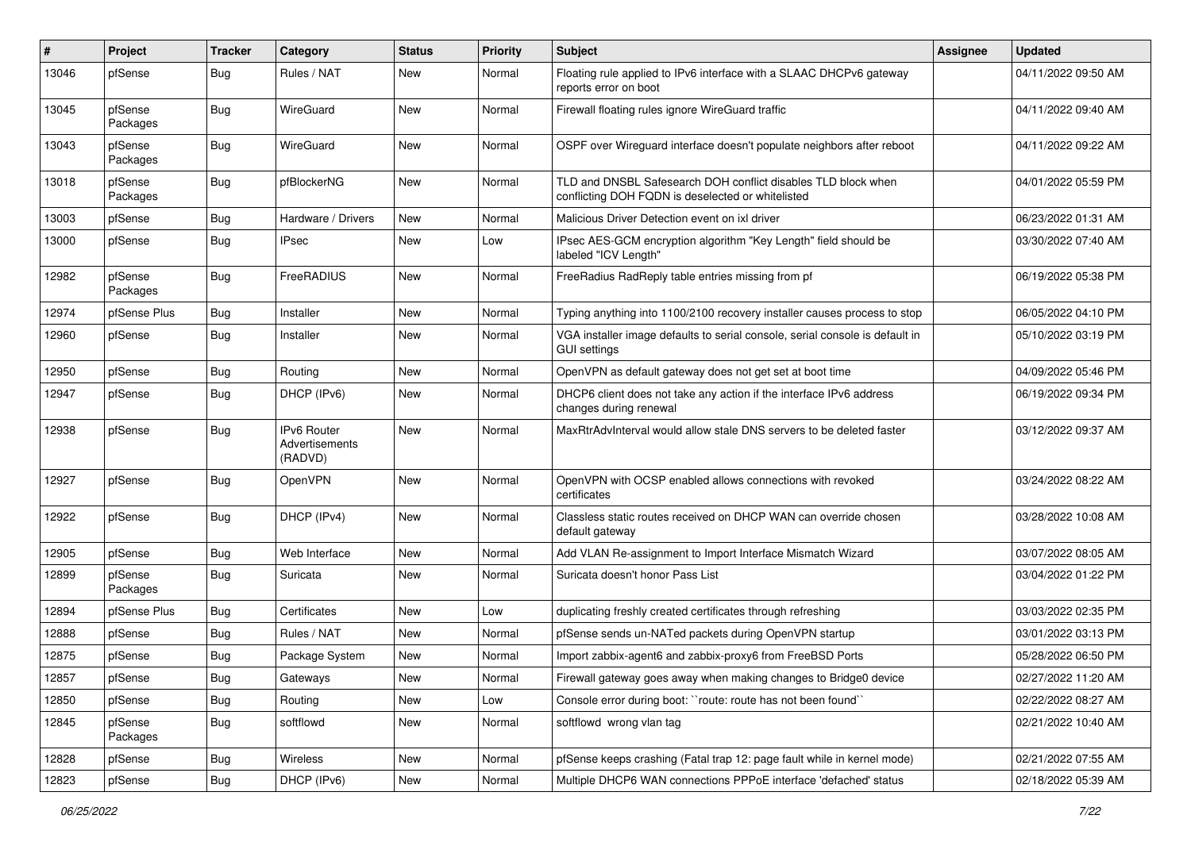| # | Project | Tracker | Category | Status | Priority | Subject | Assignee | Updated |
|---|---|---|---|---|---|---|---|---|
| 13046 | pfSense | Bug | Rules / NAT | New | Normal | Floating rule applied to IPv6 interface with a SLAAC DHCPv6 gateway reports error on boot | | 04/11/2022 09:50 AM |
| 13045 | pfSense Packages | Bug | WireGuard | New | Normal | Firewall floating rules ignore WireGuard traffic | | 04/11/2022 09:40 AM |
| 13043 | pfSense Packages | Bug | WireGuard | New | Normal | OSPF over Wireguard interface doesn't populate neighbors after reboot | | 04/11/2022 09:22 AM |
| 13018 | pfSense Packages | Bug | pfBlockerNG | New | Normal | TLD and DNSBL Safesearch DOH conflict disables TLD block when conflicting DOH FQDN is deselected or whitelisted | | 04/01/2022 05:59 PM |
| 13003 | pfSense | Bug | Hardware / Drivers | New | Normal | Malicious Driver Detection event on ixl driver | | 06/23/2022 01:31 AM |
| 13000 | pfSense | Bug | IPsec | New | Low | IPsec AES-GCM encryption algorithm "Key Length" field should be labeled "ICV Length" | | 03/30/2022 07:40 AM |
| 12982 | pfSense Packages | Bug | FreeRADIUS | New | Normal | FreeRadius RadReply table entries missing from pf | | 06/19/2022 05:38 PM |
| 12974 | pfSense Plus | Bug | Installer | New | Normal | Typing anything into 1100/2100 recovery installer causes process to stop | | 06/05/2022 04:10 PM |
| 12960 | pfSense | Bug | Installer | New | Normal | VGA installer image defaults to serial console, serial console is default in GUI settings | | 05/10/2022 03:19 PM |
| 12950 | pfSense | Bug | Routing | New | Normal | OpenVPN as default gateway does not get set at boot time | | 04/09/2022 05:46 PM |
| 12947 | pfSense | Bug | DHCP (IPv6) | New | Normal | DHCP6 client does not take any action if the interface IPv6 address changes during renewal | | 06/19/2022 09:34 PM |
| 12938 | pfSense | Bug | IPv6 Router Advertisements (RADVD) | New | Normal | MaxRtrAdvInterval would allow stale DNS servers to be deleted faster | | 03/12/2022 09:37 AM |
| 12927 | pfSense | Bug | OpenVPN | New | Normal | OpenVPN with OCSP enabled allows connections with revoked certificates | | 03/24/2022 08:22 AM |
| 12922 | pfSense | Bug | DHCP (IPv4) | New | Normal | Classless static routes received on DHCP WAN can override chosen default gateway | | 03/28/2022 10:08 AM |
| 12905 | pfSense | Bug | Web Interface | New | Normal | Add VLAN Re-assignment to Import Interface Mismatch Wizard | | 03/07/2022 08:05 AM |
| 12899 | pfSense Packages | Bug | Suricata | New | Normal | Suricata doesn't honor Pass List | | 03/04/2022 01:22 PM |
| 12894 | pfSense Plus | Bug | Certificates | New | Low | duplicating freshly created certificates through refreshing | | 03/03/2022 02:35 PM |
| 12888 | pfSense | Bug | Rules / NAT | New | Normal | pfSense sends un-NATed packets during OpenVPN startup | | 03/01/2022 03:13 PM |
| 12875 | pfSense | Bug | Package System | New | Normal | Import zabbix-agent6 and zabbix-proxy6 from FreeBSD Ports | | 05/28/2022 06:50 PM |
| 12857 | pfSense | Bug | Gateways | New | Normal | Firewall gateway goes away when making changes to Bridge0 device | | 02/27/2022 11:20 AM |
| 12850 | pfSense | Bug | Routing | New | Low | Console error during boot: ``route: route has not been found`` | | 02/22/2022 08:27 AM |
| 12845 | pfSense Packages | Bug | softflowd | New | Normal | softflowd wrong vlan tag | | 02/21/2022 10:40 AM |
| 12828 | pfSense | Bug | Wireless | New | Normal | pfSense keeps crashing (Fatal trap 12: page fault while in kernel mode) | | 02/21/2022 07:55 AM |
| 12823 | pfSense | Bug | DHCP (IPv6) | New | Normal | Multiple DHCP6 WAN connections PPPoE interface 'defached' status | | 02/18/2022 05:39 AM |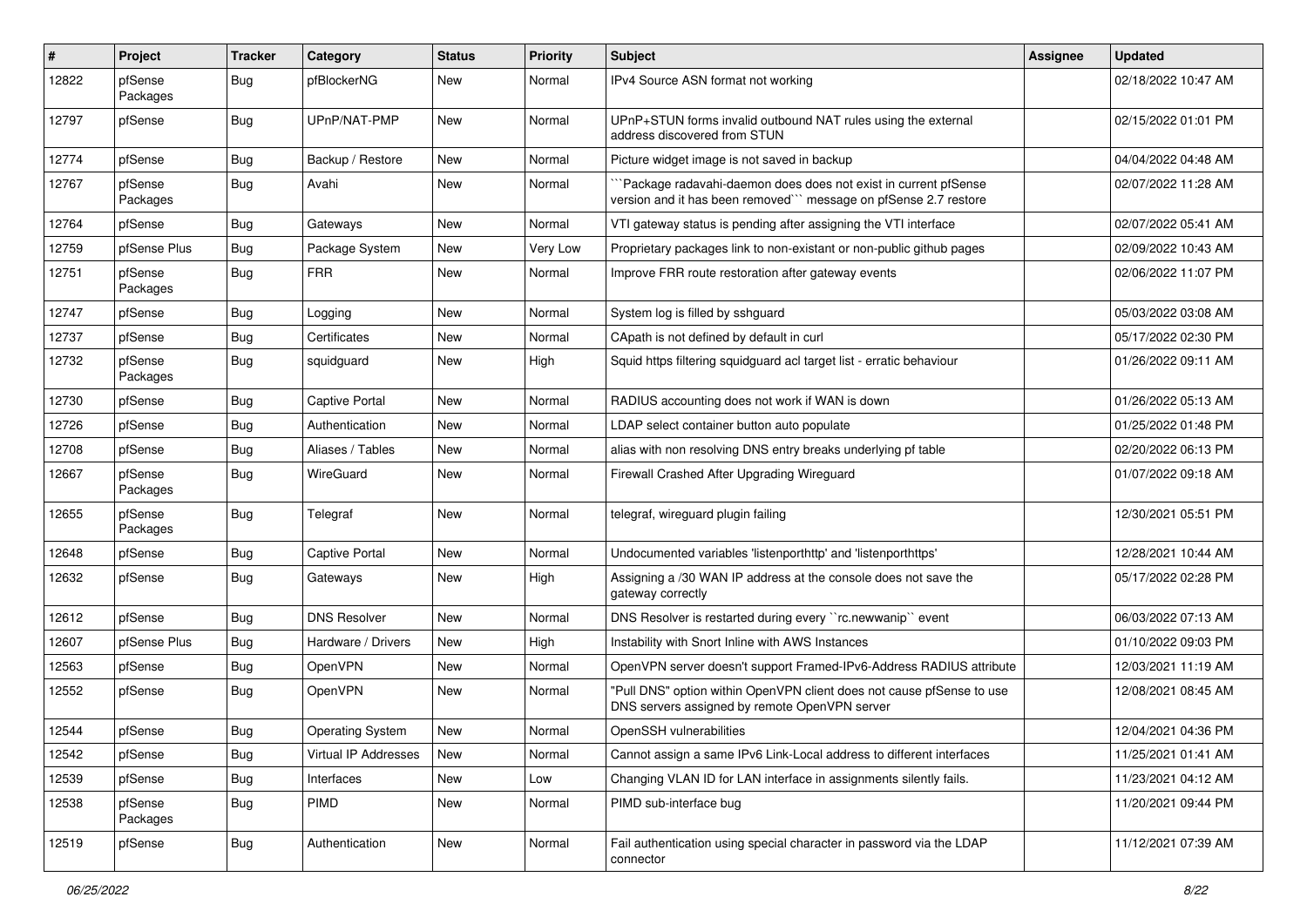| # | Project | Tracker | Category | Status | Priority | Subject | Assignee | Updated |
|---|---|---|---|---|---|---|---|---|
| 12822 | pfSense Packages | Bug | pfBlockerNG | New | Normal | IPv4 Source ASN format not working | | 02/18/2022 10:47 AM |
| 12797 | pfSense | Bug | UPnP/NAT-PMP | New | Normal | UPnP+STUN forms invalid outbound NAT rules using the external address discovered from STUN | | 02/15/2022 01:01 PM |
| 12774 | pfSense | Bug | Backup / Restore | New | Normal | Picture widget image is not saved in backup | | 04/04/2022 04:48 AM |
| 12767 | pfSense Packages | Bug | Avahi | New | Normal | ```Package radavahi-daemon does does not exist in current pfSense version and it has been removed``` message on pfSense 2.7 restore | | 02/07/2022 11:28 AM |
| 12764 | pfSense | Bug | Gateways | New | Normal | VTI gateway status is pending after assigning the VTI interface | | 02/07/2022 05:41 AM |
| 12759 | pfSense Plus | Bug | Package System | New | Very Low | Proprietary packages link to non-existant or non-public github pages | | 02/09/2022 10:43 AM |
| 12751 | pfSense Packages | Bug | FRR | New | Normal | Improve FRR route restoration after gateway events | | 02/06/2022 11:07 PM |
| 12747 | pfSense | Bug | Logging | New | Normal | System log is filled by sshguard | | 05/03/2022 03:08 AM |
| 12737 | pfSense | Bug | Certificates | New | Normal | CApath is not defined by default in curl | | 05/17/2022 02:30 PM |
| 12732 | pfSense Packages | Bug | squidguard | New | High | Squid https filtering squidguard acl target list - erratic behaviour | | 01/26/2022 09:11 AM |
| 12730 | pfSense | Bug | Captive Portal | New | Normal | RADIUS accounting does not work if WAN is down | | 01/26/2022 05:13 AM |
| 12726 | pfSense | Bug | Authentication | New | Normal | LDAP select container button auto populate | | 01/25/2022 01:48 PM |
| 12708 | pfSense | Bug | Aliases / Tables | New | Normal | alias with non resolving DNS entry breaks underlying pf table | | 02/20/2022 06:13 PM |
| 12667 | pfSense Packages | Bug | WireGuard | New | Normal | Firewall Crashed After Upgrading Wireguard | | 01/07/2022 09:18 AM |
| 12655 | pfSense Packages | Bug | Telegraf | New | Normal | telegraf, wireguard plugin failing | | 12/30/2021 05:51 PM |
| 12648 | pfSense | Bug | Captive Portal | New | Normal | Undocumented variables 'listenporthttp' and 'listenporthttps' | | 12/28/2021 10:44 AM |
| 12632 | pfSense | Bug | Gateways | New | High | Assigning a /30 WAN IP address at the console does not save the gateway correctly | | 05/17/2022 02:28 PM |
| 12612 | pfSense | Bug | DNS Resolver | New | Normal | DNS Resolver is restarted during every ``rc.newwanip`` event | | 06/03/2022 07:13 AM |
| 12607 | pfSense Plus | Bug | Hardware / Drivers | New | High | Instability with Snort Inline with AWS Instances | | 01/10/2022 09:03 PM |
| 12563 | pfSense | Bug | OpenVPN | New | Normal | OpenVPN server doesn't support Framed-IPv6-Address RADIUS attribute | | 12/03/2021 11:19 AM |
| 12552 | pfSense | Bug | OpenVPN | New | Normal | "Pull DNS" option within OpenVPN client does not cause pfSense to use DNS servers assigned by remote OpenVPN server | | 12/08/2021 08:45 AM |
| 12544 | pfSense | Bug | Operating System | New | Normal | OpenSSH vulnerabilities | | 12/04/2021 04:36 PM |
| 12542 | pfSense | Bug | Virtual IP Addresses | New | Normal | Cannot assign a same IPv6 Link-Local address to different interfaces | | 11/25/2021 01:41 AM |
| 12539 | pfSense | Bug | Interfaces | New | Low | Changing VLAN ID for LAN interface in assignments silently fails. | | 11/23/2021 04:12 AM |
| 12538 | pfSense Packages | Bug | PIMD | New | Normal | PIMD sub-interface bug | | 11/20/2021 09:44 PM |
| 12519 | pfSense | Bug | Authentication | New | Normal | Fail authentication using special character in password via the LDAP connector | | 11/12/2021 07:39 AM |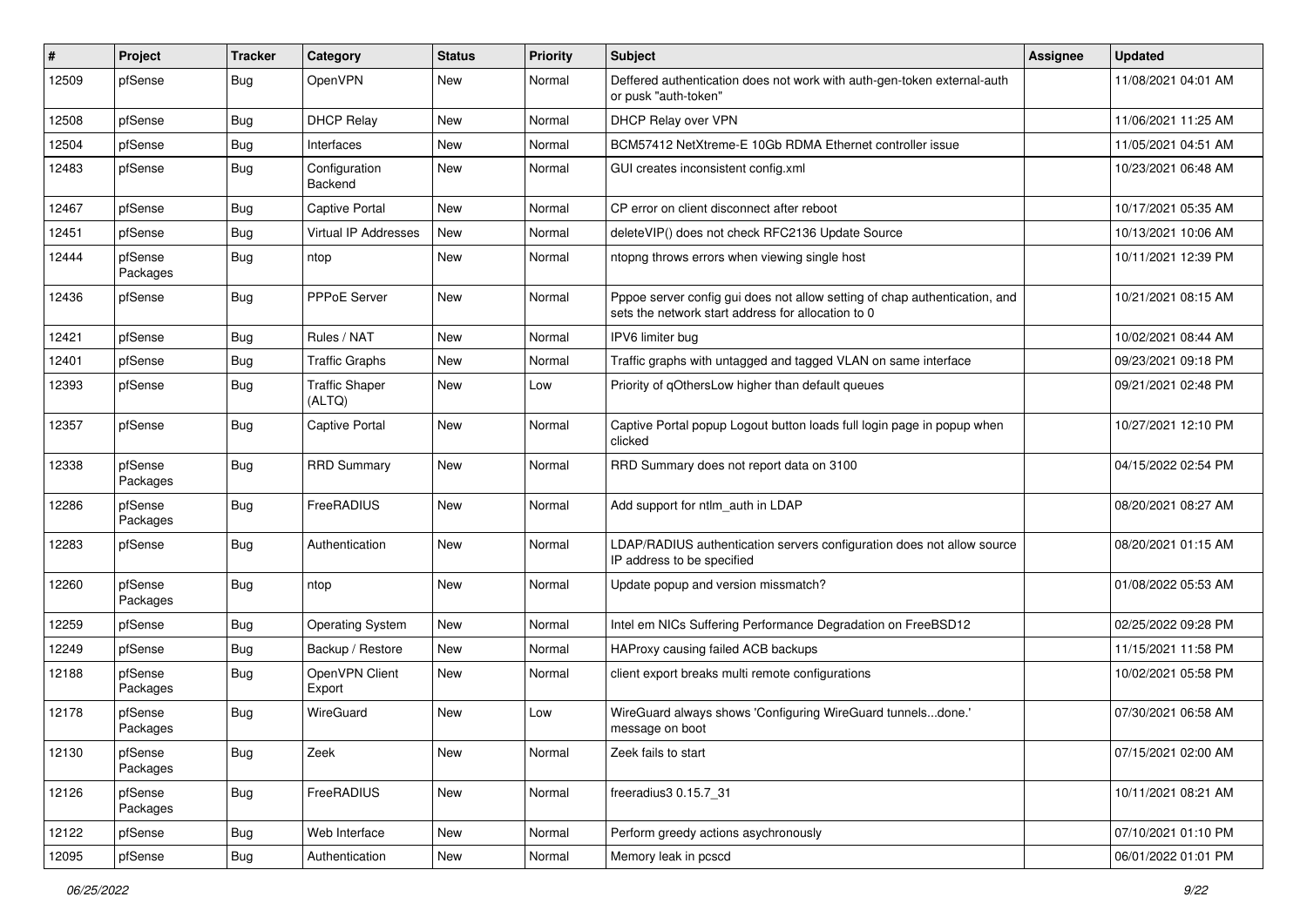| # | Project | Tracker | Category | Status | Priority | Subject | Assignee | Updated |
|---|---|---|---|---|---|---|---|---|
| 12509 | pfSense | Bug | OpenVPN | New | Normal | Deffered authentication does not work with auth-gen-token external-auth or pusk "auth-token" | | 11/08/2021 04:01 AM |
| 12508 | pfSense | Bug | DHCP Relay | New | Normal | DHCP Relay over VPN | | 11/06/2021 11:25 AM |
| 12504 | pfSense | Bug | Interfaces | New | Normal | BCM57412 NetXtreme-E 10Gb RDMA Ethernet controller issue | | 11/05/2021 04:51 AM |
| 12483 | pfSense | Bug | Configuration Backend | New | Normal | GUI creates inconsistent config.xml | | 10/23/2021 06:48 AM |
| 12467 | pfSense | Bug | Captive Portal | New | Normal | CP error on client disconnect after reboot | | 10/17/2021 05:35 AM |
| 12451 | pfSense | Bug | Virtual IP Addresses | New | Normal | deleteVIP() does not check RFC2136 Update Source | | 10/13/2021 10:06 AM |
| 12444 | pfSense Packages | Bug | ntop | New | Normal | ntopng throws errors when viewing single host | | 10/11/2021 12:39 PM |
| 12436 | pfSense | Bug | PPPoE Server | New | Normal | Pppoe server config gui does not allow setting of chap authentication, and sets the network start address for allocation to 0 | | 10/21/2021 08:15 AM |
| 12421 | pfSense | Bug | Rules / NAT | New | Normal | IPV6 limiter bug | | 10/02/2021 08:44 AM |
| 12401 | pfSense | Bug | Traffic Graphs | New | Normal | Traffic graphs with untagged and tagged VLAN on same interface | | 09/23/2021 09:18 PM |
| 12393 | pfSense | Bug | Traffic Shaper (ALTQ) | New | Low | Priority of qOthersLow higher than default queues | | 09/21/2021 02:48 PM |
| 12357 | pfSense | Bug | Captive Portal | New | Normal | Captive Portal popup Logout button loads full login page in popup when clicked | | 10/27/2021 12:10 PM |
| 12338 | pfSense Packages | Bug | RRD Summary | New | Normal | RRD Summary does not report data on 3100 | | 04/15/2022 02:54 PM |
| 12286 | pfSense Packages | Bug | FreeRADIUS | New | Normal | Add support for ntlm_auth in LDAP | | 08/20/2021 08:27 AM |
| 12283 | pfSense | Bug | Authentication | New | Normal | LDAP/RADIUS authentication servers configuration does not allow source IP address to be specified | | 08/20/2021 01:15 AM |
| 12260 | pfSense Packages | Bug | ntop | New | Normal | Update popup and version missmatch? | | 01/08/2022 05:53 AM |
| 12259 | pfSense | Bug | Operating System | New | Normal | Intel em NICs Suffering Performance Degradation on FreeBSD12 | | 02/25/2022 09:28 PM |
| 12249 | pfSense | Bug | Backup / Restore | New | Normal | HAProxy causing failed ACB backups | | 11/15/2021 11:58 PM |
| 12188 | pfSense Packages | Bug | OpenVPN Client Export | New | Normal | client export breaks multi remote configurations | | 10/02/2021 05:58 PM |
| 12178 | pfSense Packages | Bug | WireGuard | New | Low | WireGuard always shows 'Configuring WireGuard tunnels...done.' message on boot | | 07/30/2021 06:58 AM |
| 12130 | pfSense Packages | Bug | Zeek | New | Normal | Zeek fails to start | | 07/15/2021 02:00 AM |
| 12126 | pfSense Packages | Bug | FreeRADIUS | New | Normal | freeradius3 0.15.7_31 | | 10/11/2021 08:21 AM |
| 12122 | pfSense | Bug | Web Interface | New | Normal | Perform greedy actions asychronously | | 07/10/2021 01:10 PM |
| 12095 | pfSense | Bug | Authentication | New | Normal | Memory leak in pcscd | | 06/01/2022 01:01 PM |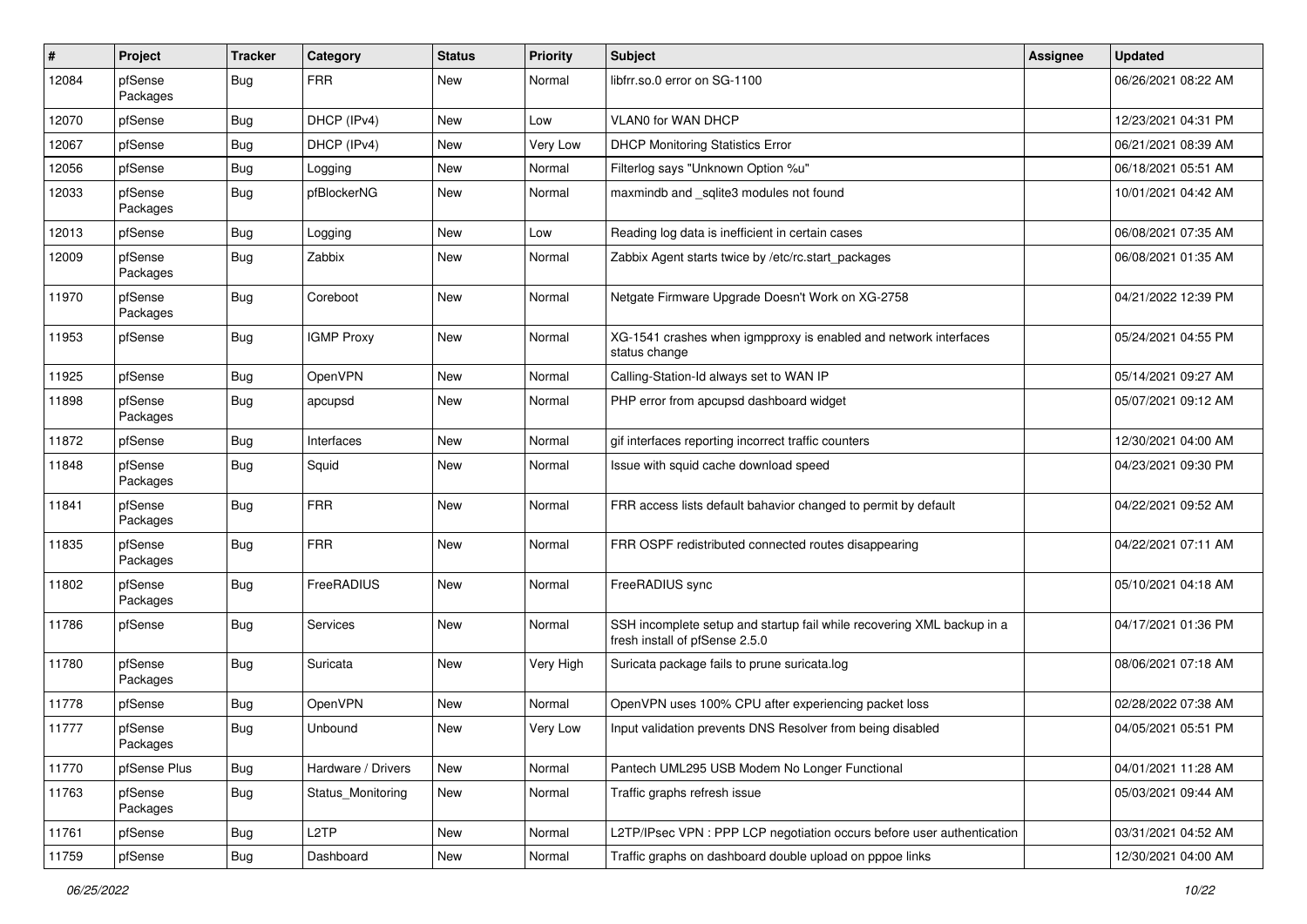| # | Project | Tracker | Category | Status | Priority | Subject | Assignee | Updated |
|---|---|---|---|---|---|---|---|---|
| 12084 | pfSense Packages | Bug | FRR | New | Normal | libfrr.so.0 error on SG-1100 | | 06/26/2021 08:22 AM |
| 12070 | pfSense | Bug | DHCP (IPv4) | New | Low | VLAN0 for WAN DHCP | | 12/23/2021 04:31 PM |
| 12067 | pfSense | Bug | DHCP (IPv4) | New | Very Low | DHCP Monitoring Statistics Error | | 06/21/2021 08:39 AM |
| 12056 | pfSense | Bug | Logging | New | Normal | Filterlog says "Unknown Option %u" | | 06/18/2021 05:51 AM |
| 12033 | pfSense Packages | Bug | pfBlockerNG | New | Normal | maxmindb and _sqlite3 modules not found | | 10/01/2021 04:42 AM |
| 12013 | pfSense | Bug | Logging | New | Low | Reading log data is inefficient in certain cases | | 06/08/2021 07:35 AM |
| 12009 | pfSense Packages | Bug | Zabbix | New | Normal | Zabbix Agent starts twice by /etc/rc.start_packages | | 06/08/2021 01:35 AM |
| 11970 | pfSense Packages | Bug | Coreboot | New | Normal | Netgate Firmware Upgrade Doesn't Work on XG-2758 | | 04/21/2022 12:39 PM |
| 11953 | pfSense | Bug | IGMP Proxy | New | Normal | XG-1541 crashes when igmpproxy is enabled and network interfaces status change | | 05/24/2021 04:55 PM |
| 11925 | pfSense | Bug | OpenVPN | New | Normal | Calling-Station-Id always set to WAN IP | | 05/14/2021 09:27 AM |
| 11898 | pfSense Packages | Bug | apcupsd | New | Normal | PHP error from apcupsd dashboard widget | | 05/07/2021 09:12 AM |
| 11872 | pfSense | Bug | Interfaces | New | Normal | gif interfaces reporting incorrect traffic counters | | 12/30/2021 04:00 AM |
| 11848 | pfSense Packages | Bug | Squid | New | Normal | Issue with squid cache download speed | | 04/23/2021 09:30 PM |
| 11841 | pfSense Packages | Bug | FRR | New | Normal | FRR access lists default bahavior changed to permit by default | | 04/22/2021 09:52 AM |
| 11835 | pfSense Packages | Bug | FRR | New | Normal | FRR OSPF redistributed connected routes disappearing | | 04/22/2021 07:11 AM |
| 11802 | pfSense Packages | Bug | FreeRADIUS | New | Normal | FreeRADIUS sync | | 05/10/2021 04:18 AM |
| 11786 | pfSense | Bug | Services | New | Normal | SSH incomplete setup and startup fail while recovering XML backup in a fresh install of pfSense 2.5.0 | | 04/17/2021 01:36 PM |
| 11780 | pfSense Packages | Bug | Suricata | New | Very High | Suricata package fails to prune suricata.log | | 08/06/2021 07:18 AM |
| 11778 | pfSense | Bug | OpenVPN | New | Normal | OpenVPN uses 100% CPU after experiencing packet loss | | 02/28/2022 07:38 AM |
| 11777 | pfSense Packages | Bug | Unbound | New | Very Low | Input validation prevents DNS Resolver from being disabled | | 04/05/2021 05:51 PM |
| 11770 | pfSense Plus | Bug | Hardware / Drivers | New | Normal | Pantech UML295 USB Modem No Longer Functional | | 04/01/2021 11:28 AM |
| 11763 | pfSense Packages | Bug | Status_Monitoring | New | Normal | Traffic graphs refresh issue | | 05/03/2021 09:44 AM |
| 11761 | pfSense | Bug | L2TP | New | Normal | L2TP/IPsec VPN : PPP LCP negotiation occurs before user authentication | | 03/31/2021 04:52 AM |
| 11759 | pfSense | Bug | Dashboard | New | Normal | Traffic graphs on dashboard double upload on pppoe links | | 12/30/2021 04:00 AM |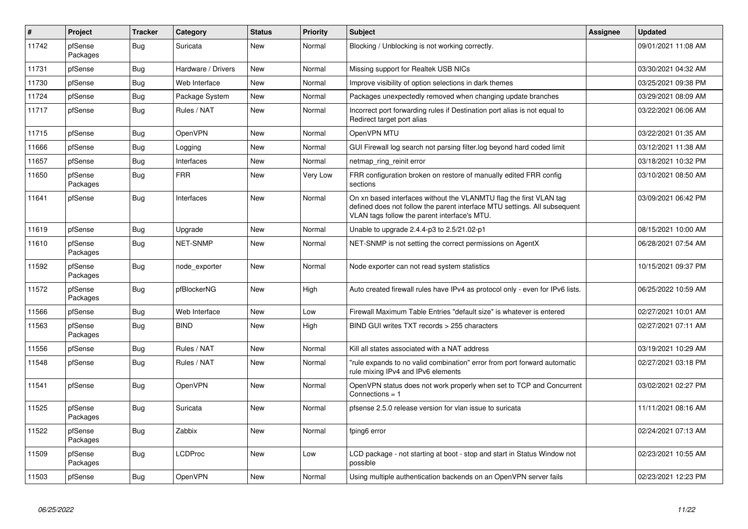| # | Project | Tracker | Category | Status | Priority | Subject | Assignee | Updated |
|---|---|---|---|---|---|---|---|---|
| 11742 | pfSense Packages | Bug | Suricata | New | Normal | Blocking / Unblocking is not working correctly. | | 09/01/2021 11:08 AM |
| 11731 | pfSense | Bug | Hardware / Drivers | New | Normal | Missing support for Realtek USB NICs | | 03/30/2021 04:32 AM |
| 11730 | pfSense | Bug | Web Interface | New | Normal | Improve visibility of option selections in dark themes | | 03/25/2021 09:38 PM |
| 11724 | pfSense | Bug | Package System | New | Normal | Packages unexpectedly removed when changing update branches | | 03/29/2021 08:09 AM |
| 11717 | pfSense | Bug | Rules / NAT | New | Normal | Incorrect port forwarding rules if Destination port alias is not equal to Redirect target port alias | | 03/22/2021 06:06 AM |
| 11715 | pfSense | Bug | OpenVPN | New | Normal | OpenVPN MTU | | 03/22/2021 01:35 AM |
| 11666 | pfSense | Bug | Logging | New | Normal | GUI Firewall log search not parsing filter.log beyond hard coded limit | | 03/12/2021 11:38 AM |
| 11657 | pfSense | Bug | Interfaces | New | Normal | netmap_ring_reinit error | | 03/18/2021 10:32 PM |
| 11650 | pfSense Packages | Bug | FRR | New | Very Low | FRR configuration broken on restore of manually edited FRR config sections | | 03/10/2021 08:50 AM |
| 11641 | pfSense | Bug | Interfaces | New | Normal | On xn based interfaces without the VLANMTU flag the first VLAN tag defined does not follow the parent interface MTU settings. All subsequent VLAN tags follow the parent interface's MTU. | | 03/09/2021 06:42 PM |
| 11619 | pfSense | Bug | Upgrade | New | Normal | Unable to upgrade 2.4.4-p3 to 2.5/21.02-p1 | | 08/15/2021 10:00 AM |
| 11610 | pfSense Packages | Bug | NET-SNMP | New | Normal | NET-SNMP is not setting the correct permissions on AgentX | | 06/28/2021 07:54 AM |
| 11592 | pfSense Packages | Bug | node_exporter | New | Normal | Node exporter can not read system statistics | | 10/15/2021 09:37 PM |
| 11572 | pfSense Packages | Bug | pfBlockerNG | New | High | Auto created firewall rules have IPv4 as protocol only - even for IPv6 lists. | | 06/25/2022 10:59 AM |
| 11566 | pfSense | Bug | Web Interface | New | Low | Firewall Maximum Table Entries "default size" is whatever is entered | | 02/27/2021 10:01 AM |
| 11563 | pfSense Packages | Bug | BIND | New | High | BIND GUI writes TXT records > 255 characters | | 02/27/2021 07:11 AM |
| 11556 | pfSense | Bug | Rules / NAT | New | Normal | Kill all states associated with a NAT address | | 03/19/2021 10:29 AM |
| 11548 | pfSense | Bug | Rules / NAT | New | Normal | "rule expands to no valid combination" error from port forward automatic rule mixing IPv4 and IPv6 elements | | 02/27/2021 03:18 PM |
| 11541 | pfSense | Bug | OpenVPN | New | Normal | OpenVPN status does not work properly when set to TCP and Concurrent Connections = 1 | | 03/02/2021 02:27 PM |
| 11525 | pfSense Packages | Bug | Suricata | New | Normal | pfsense 2.5.0 release version for vlan issue to suricata | | 11/11/2021 08:16 AM |
| 11522 | pfSense Packages | Bug | Zabbix | New | Normal | fping6 error | | 02/24/2021 07:13 AM |
| 11509 | pfSense Packages | Bug | LCDProc | New | Low | LCD package - not starting at boot - stop and start in Status Window not possible | | 02/23/2021 10:55 AM |
| 11503 | pfSense | Bug | OpenVPN | New | Normal | Using multiple authentication backends on an OpenVPN server fails | | 02/23/2021 12:23 PM |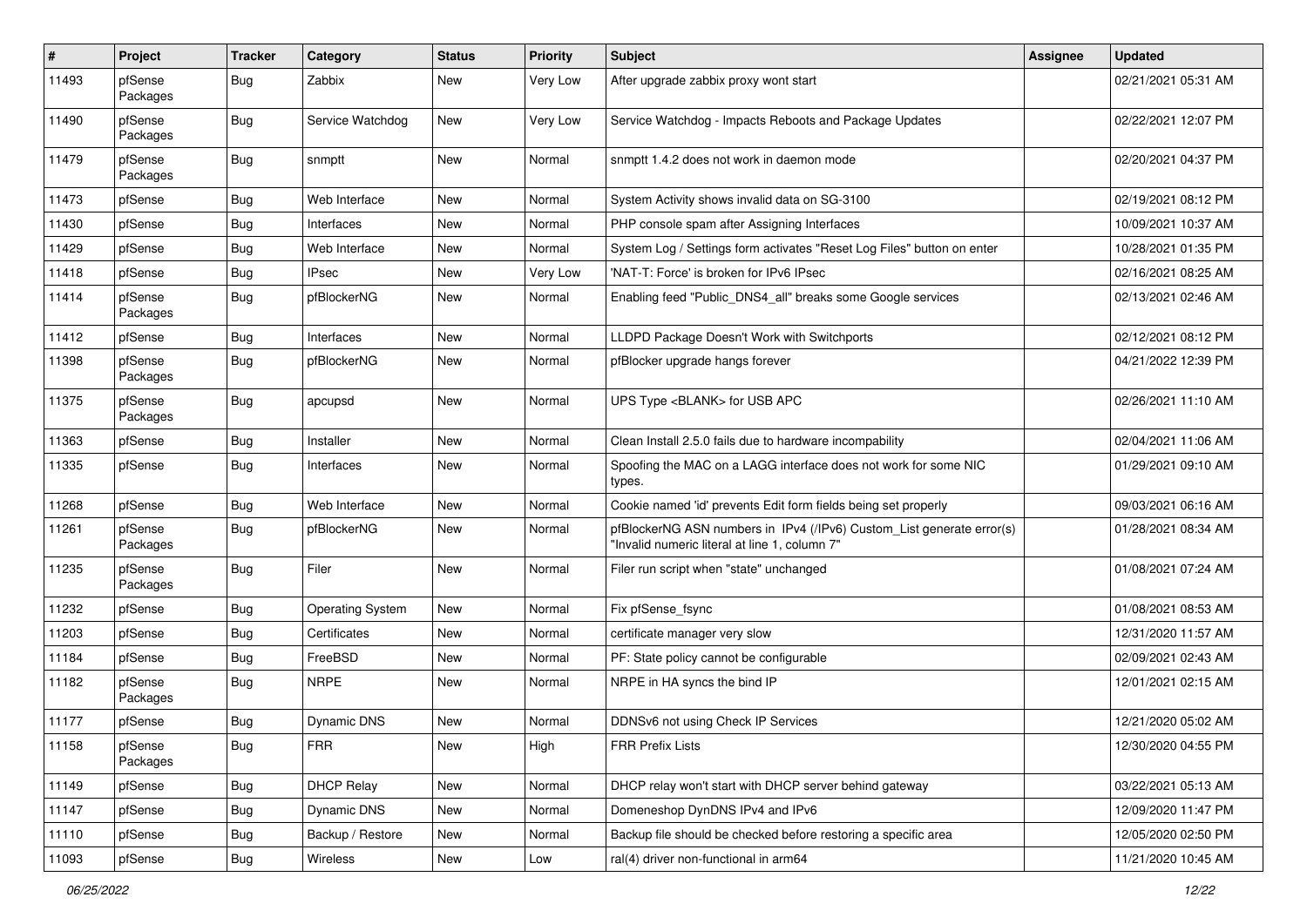| # | Project | Tracker | Category | Status | Priority | Subject | Assignee | Updated |
|---|---|---|---|---|---|---|---|---|
| 11493 | pfSense Packages | Bug | Zabbix | New | Very Low | After upgrade zabbix proxy wont start | | 02/21/2021 05:31 AM |
| 11490 | pfSense Packages | Bug | Service Watchdog | New | Very Low | Service Watchdog - Impacts Reboots and Package Updates | | 02/22/2021 12:07 PM |
| 11479 | pfSense Packages | Bug | snmptt | New | Normal | snmptt 1.4.2 does not work in daemon mode | | 02/20/2021 04:37 PM |
| 11473 | pfSense | Bug | Web Interface | New | Normal | System Activity shows invalid data on SG-3100 | | 02/19/2021 08:12 PM |
| 11430 | pfSense | Bug | Interfaces | New | Normal | PHP console spam after Assigning Interfaces | | 10/09/2021 10:37 AM |
| 11429 | pfSense | Bug | Web Interface | New | Normal | System Log / Settings form activates "Reset Log Files" button on enter | | 10/28/2021 01:35 PM |
| 11418 | pfSense | Bug | IPsec | New | Very Low | 'NAT-T: Force' is broken for IPv6 IPsec | | 02/16/2021 08:25 AM |
| 11414 | pfSense Packages | Bug | pfBlockerNG | New | Normal | Enabling feed "Public_DNS4_all" breaks some Google services | | 02/13/2021 02:46 AM |
| 11412 | pfSense | Bug | Interfaces | New | Normal | LLDPD Package Doesn't Work with Switchports | | 02/12/2021 08:12 PM |
| 11398 | pfSense Packages | Bug | pfBlockerNG | New | Normal | pfBlocker upgrade hangs forever | | 04/21/2022 12:39 PM |
| 11375 | pfSense Packages | Bug | apcupsd | New | Normal | UPS Type <BLANK> for USB APC | | 02/26/2021 11:10 AM |
| 11363 | pfSense | Bug | Installer | New | Normal | Clean Install 2.5.0 fails due to hardware incompability | | 02/04/2021 11:06 AM |
| 11335 | pfSense | Bug | Interfaces | New | Normal | Spoofing the MAC on a LAGG interface does not work for some NIC types. | | 01/29/2021 09:10 AM |
| 11268 | pfSense | Bug | Web Interface | New | Normal | Cookie named 'id' prevents Edit form fields being set properly | | 09/03/2021 06:16 AM |
| 11261 | pfSense Packages | Bug | pfBlockerNG | New | Normal | pfBlockerNG ASN numbers in IPv4 (/IPv6) Custom_List generate error(s) "Invalid numeric literal at line 1, column 7" | | 01/28/2021 08:34 AM |
| 11235 | pfSense Packages | Bug | Filer | New | Normal | Filer run script when "state" unchanged | | 01/08/2021 07:24 AM |
| 11232 | pfSense | Bug | Operating System | New | Normal | Fix pfSense_fsync | | 01/08/2021 08:53 AM |
| 11203 | pfSense | Bug | Certificates | New | Normal | certificate manager very slow | | 12/31/2020 11:57 AM |
| 11184 | pfSense | Bug | FreeBSD | New | Normal | PF: State policy cannot be configurable | | 02/09/2021 02:43 AM |
| 11182 | pfSense Packages | Bug | NRPE | New | Normal | NRPE in HA syncs the bind IP | | 12/01/2021 02:15 AM |
| 11177 | pfSense | Bug | Dynamic DNS | New | Normal | DDNSv6 not using Check IP Services | | 12/21/2020 05:02 AM |
| 11158 | pfSense Packages | Bug | FRR | New | High | FRR Prefix Lists | | 12/30/2020 04:55 PM |
| 11149 | pfSense | Bug | DHCP Relay | New | Normal | DHCP relay won't start with DHCP server behind gateway | | 03/22/2021 05:13 AM |
| 11147 | pfSense | Bug | Dynamic DNS | New | Normal | Domeneshop DynDNS IPv4 and IPv6 | | 12/09/2020 11:47 PM |
| 11110 | pfSense | Bug | Backup / Restore | New | Normal | Backup file should be checked before restoring a specific area | | 12/05/2020 02:50 PM |
| 11093 | pfSense | Bug | Wireless | New | Low | ral(4) driver non-functional in arm64 | | 11/21/2020 10:45 AM |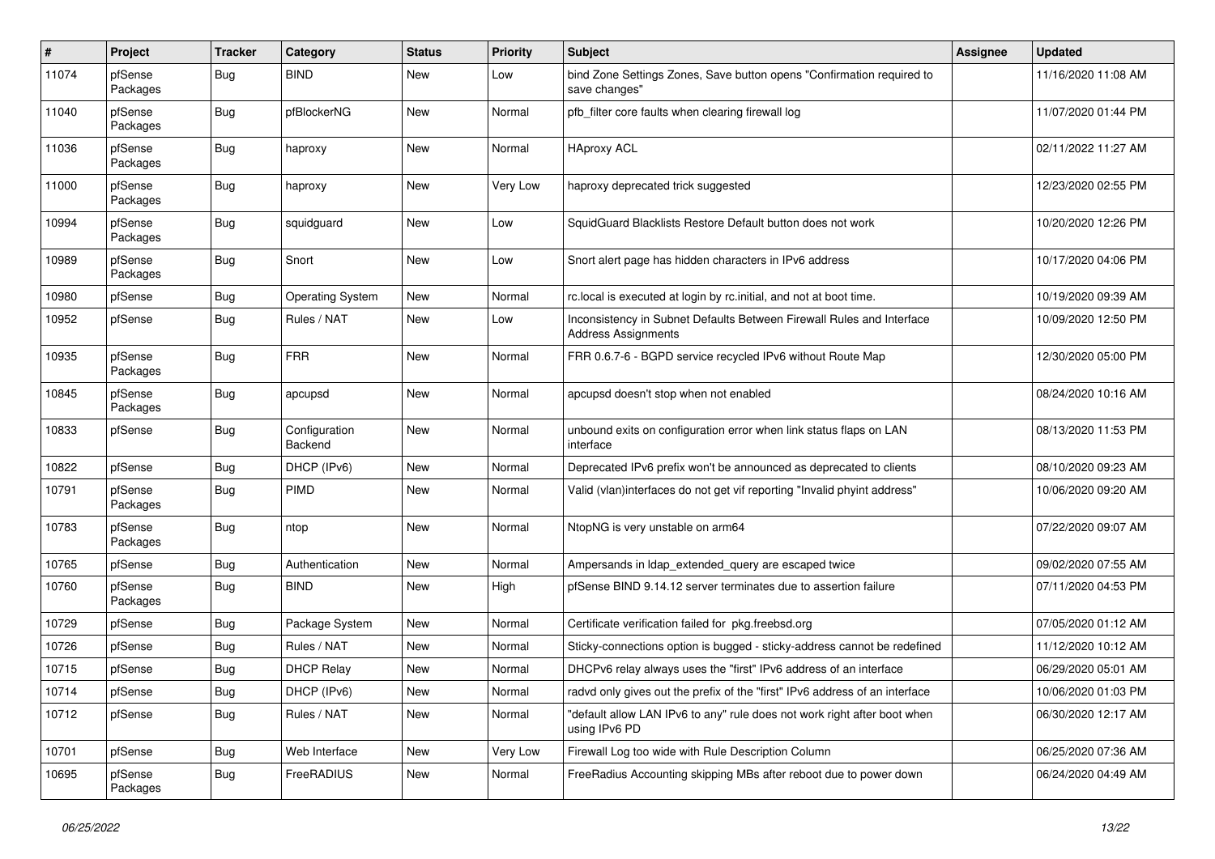| # | Project | Tracker | Category | Status | Priority | Subject | Assignee | Updated |
|---|---|---|---|---|---|---|---|---|
| 11074 | pfSense Packages | Bug | BIND | New | Low | bind Zone Settings Zones, Save button opens "Confirmation required to save changes" | | 11/16/2020 11:08 AM |
| 11040 | pfSense Packages | Bug | pfBlockerNG | New | Normal | pfb_filter core faults when clearing firewall log | | 11/07/2020 01:44 PM |
| 11036 | pfSense Packages | Bug | haproxy | New | Normal | HAproxy ACL | | 02/11/2022 11:27 AM |
| 11000 | pfSense Packages | Bug | haproxy | New | Very Low | haproxy deprecated trick suggested | | 12/23/2020 02:55 PM |
| 10994 | pfSense Packages | Bug | squidguard | New | Low | SquidGuard Blacklists Restore Default button does not work | | 10/20/2020 12:26 PM |
| 10989 | pfSense Packages | Bug | Snort | New | Low | Snort alert page has hidden characters in IPv6 address | | 10/17/2020 04:06 PM |
| 10980 | pfSense | Bug | Operating System | New | Normal | rc.local is executed at login by rc.initial, and not at boot time. | | 10/19/2020 09:39 AM |
| 10952 | pfSense | Bug | Rules / NAT | New | Low | Inconsistency in Subnet Defaults Between Firewall Rules and Interface Address Assignments | | 10/09/2020 12:50 PM |
| 10935 | pfSense Packages | Bug | FRR | New | Normal | FRR 0.6.7-6 - BGPD service recycled IPv6 without Route Map | | 12/30/2020 05:00 PM |
| 10845 | pfSense Packages | Bug | apcupsd | New | Normal | apcupsd doesn't stop when not enabled | | 08/24/2020 10:16 AM |
| 10833 | pfSense | Bug | Configuration Backend | New | Normal | unbound exits on configuration error when link status flaps on LAN interface | | 08/13/2020 11:53 PM |
| 10822 | pfSense | Bug | DHCP (IPv6) | New | Normal | Deprecated IPv6 prefix won't be announced as deprecated to clients | | 08/10/2020 09:23 AM |
| 10791 | pfSense Packages | Bug | PIMD | New | Normal | Valid (vlan)interfaces do not get vif reporting "Invalid phyint address" | | 10/06/2020 09:20 AM |
| 10783 | pfSense Packages | Bug | ntop | New | Normal | NtopNG is very unstable on arm64 | | 07/22/2020 09:07 AM |
| 10765 | pfSense | Bug | Authentication | New | Normal | Ampersands in ldap_extended_query are escaped twice | | 09/02/2020 07:55 AM |
| 10760 | pfSense Packages | Bug | BIND | New | High | pfSense BIND 9.14.12 server terminates due to assertion failure | | 07/11/2020 04:53 PM |
| 10729 | pfSense | Bug | Package System | New | Normal | Certificate verification failed for pkg.freebsd.org | | 07/05/2020 01:12 AM |
| 10726 | pfSense | Bug | Rules / NAT | New | Normal | Sticky-connections option is bugged - sticky-address cannot be redefined | | 11/12/2020 10:12 AM |
| 10715 | pfSense | Bug | DHCP Relay | New | Normal | DHCPv6 relay always uses the "first" IPv6 address of an interface | | 06/29/2020 05:01 AM |
| 10714 | pfSense | Bug | DHCP (IPv6) | New | Normal | radvd only gives out the prefix of the "first" IPv6 address of an interface | | 10/06/2020 01:03 PM |
| 10712 | pfSense | Bug | Rules / NAT | New | Normal | "default allow LAN IPv6 to any" rule does not work right after boot when using IPv6 PD | | 06/30/2020 12:17 AM |
| 10701 | pfSense | Bug | Web Interface | New | Very Low | Firewall Log too wide with Rule Description Column | | 06/25/2020 07:36 AM |
| 10695 | pfSense Packages | Bug | FreeRADIUS | New | Normal | FreeRadius Accounting skipping MBs after reboot due to power down | | 06/24/2020 04:49 AM |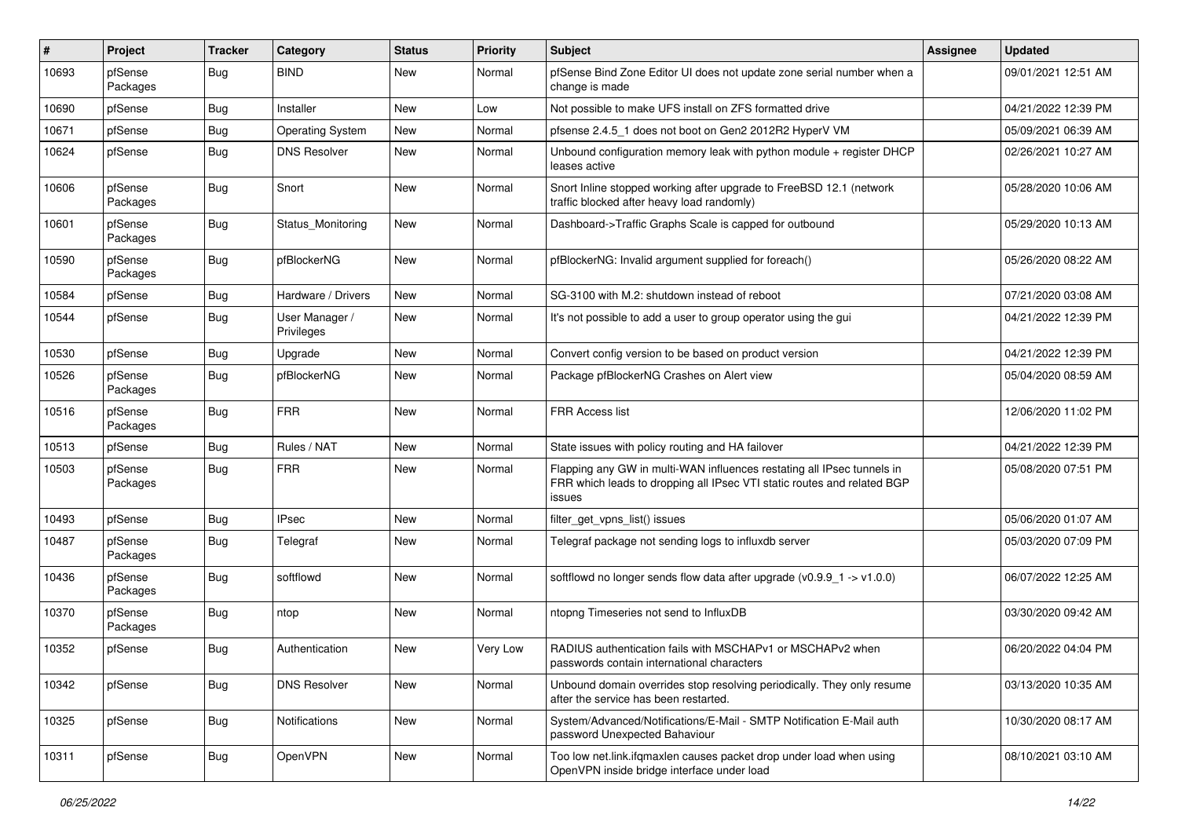| # | Project | Tracker | Category | Status | Priority | Subject | Assignee | Updated |
|---|---|---|---|---|---|---|---|---|
| 10693 | pfSense Packages | Bug | BIND | New | Normal | pfSense Bind Zone Editor UI does not update zone serial number when a change is made | | 09/01/2021 12:51 AM |
| 10690 | pfSense | Bug | Installer | New | Low | Not possible to make UFS install on ZFS formatted drive | | 04/21/2022 12:39 PM |
| 10671 | pfSense | Bug | Operating System | New | Normal | pfsense 2.4.5_1 does not boot on Gen2 2012R2 HyperV VM | | 05/09/2021 06:39 AM |
| 10624 | pfSense | Bug | DNS Resolver | New | Normal | Unbound configuration memory leak with python module + register DHCP leases active | | 02/26/2021 10:27 AM |
| 10606 | pfSense Packages | Bug | Snort | New | Normal | Snort Inline stopped working after upgrade to FreeBSD 12.1 (network traffic blocked after heavy load randomly) | | 05/28/2020 10:06 AM |
| 10601 | pfSense Packages | Bug | Status_Monitoring | New | Normal | Dashboard->Traffic Graphs Scale is capped for outbound | | 05/29/2020 10:13 AM |
| 10590 | pfSense Packages | Bug | pfBlockerNG | New | Normal | pfBlockerNG: Invalid argument supplied for foreach() | | 05/26/2020 08:22 AM |
| 10584 | pfSense | Bug | Hardware / Drivers | New | Normal | SG-3100 with M.2: shutdown instead of reboot | | 07/21/2020 03:08 AM |
| 10544 | pfSense | Bug | User Manager / Privileges | New | Normal | It's not possible to add a user to group operator using the gui | | 04/21/2022 12:39 PM |
| 10530 | pfSense | Bug | Upgrade | New | Normal | Convert config version to be based on product version | | 04/21/2022 12:39 PM |
| 10526 | pfSense Packages | Bug | pfBlockerNG | New | Normal | Package pfBlockerNG Crashes on Alert view | | 05/04/2020 08:59 AM |
| 10516 | pfSense Packages | Bug | FRR | New | Normal | FRR Access list | | 12/06/2020 11:02 PM |
| 10513 | pfSense | Bug | Rules / NAT | New | Normal | State issues with policy routing and HA failover | | 04/21/2022 12:39 PM |
| 10503 | pfSense Packages | Bug | FRR | New | Normal | Flapping any GW in multi-WAN influences restating all IPsec tunnels in FRR which leads to dropping all IPsec VTI static routes and related BGP issues | | 05/08/2020 07:51 PM |
| 10493 | pfSense | Bug | IPsec | New | Normal | filter_get_vpns_list() issues | | 05/06/2020 01:07 AM |
| 10487 | pfSense Packages | Bug | Telegraf | New | Normal | Telegraf package not sending logs to influxdb server | | 05/03/2020 07:09 PM |
| 10436 | pfSense Packages | Bug | softflowd | New | Normal | softflowd no longer sends flow data after upgrade (v0.9.9_1 -> v1.0.0) | | 06/07/2022 12:25 AM |
| 10370 | pfSense Packages | Bug | ntop | New | Normal | ntopng Timeseries not send to InfluxDB | | 03/30/2020 09:42 AM |
| 10352 | pfSense | Bug | Authentication | New | Very Low | RADIUS authentication fails with MSCHAPv1 or MSCHAPv2 when passwords contain international characters | | 06/20/2022 04:04 PM |
| 10342 | pfSense | Bug | DNS Resolver | New | Normal | Unbound domain overrides stop resolving periodically. They only resume after the service has been restarted. | | 03/13/2020 10:35 AM |
| 10325 | pfSense | Bug | Notifications | New | Normal | System/Advanced/Notifications/E-Mail - SMTP Notification E-Mail auth password Unexpected Bahaviour | | 10/30/2020 08:17 AM |
| 10311 | pfSense | Bug | OpenVPN | New | Normal | Too low net.link.ifqmaxlen causes packet drop under load when using OpenVPN inside bridge interface under load | | 08/10/2021 03:10 AM |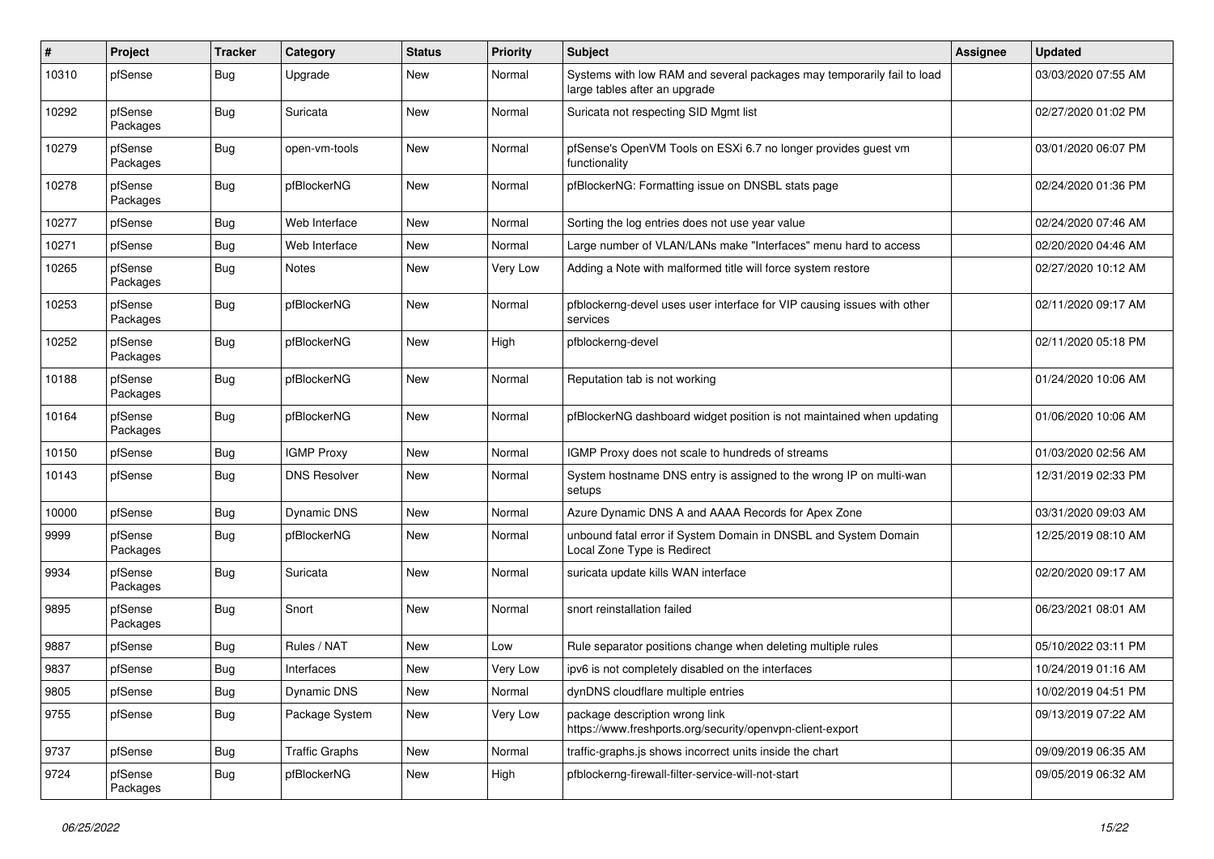| # | Project | Tracker | Category | Status | Priority | Subject | Assignee | Updated |
|---|---|---|---|---|---|---|---|---|
| 10310 | pfSense | Bug | Upgrade | New | Normal | Systems with low RAM and several packages may temporarily fail to load large tables after an upgrade | | 03/03/2020 07:55 AM |
| 10292 | pfSense Packages | Bug | Suricata | New | Normal | Suricata not respecting SID Mgmt list | | 02/27/2020 01:02 PM |
| 10279 | pfSense Packages | Bug | open-vm-tools | New | Normal | pfSense's OpenVM Tools on ESXi 6.7 no longer provides guest vm functionality | | 03/01/2020 06:07 PM |
| 10278 | pfSense Packages | Bug | pfBlockerNG | New | Normal | pfBlockerNG: Formatting issue on DNSBL stats page | | 02/24/2020 01:36 PM |
| 10277 | pfSense | Bug | Web Interface | New | Normal | Sorting the log entries does not use year value | | 02/24/2020 07:46 AM |
| 10271 | pfSense | Bug | Web Interface | New | Normal | Large number of VLAN/LANs make "Interfaces" menu hard to access | | 02/20/2020 04:46 AM |
| 10265 | pfSense Packages | Bug | Notes | New | Very Low | Adding a Note with malformed title will force system restore | | 02/27/2020 10:12 AM |
| 10253 | pfSense Packages | Bug | pfBlockerNG | New | Normal | pfblockerng-devel uses user interface for VIP causing issues with other services | | 02/11/2020 09:17 AM |
| 10252 | pfSense Packages | Bug | pfBlockerNG | New | High | pfblockerng-devel | | 02/11/2020 05:18 PM |
| 10188 | pfSense Packages | Bug | pfBlockerNG | New | Normal | Reputation tab is not working | | 01/24/2020 10:06 AM |
| 10164 | pfSense Packages | Bug | pfBlockerNG | New | Normal | pfBlockerNG dashboard widget position is not maintained when updating | | 01/06/2020 10:06 AM |
| 10150 | pfSense | Bug | IGMP Proxy | New | Normal | IGMP Proxy does not scale to hundreds of streams | | 01/03/2020 02:56 AM |
| 10143 | pfSense | Bug | DNS Resolver | New | Normal | System hostname DNS entry is assigned to the wrong IP on multi-wan setups | | 12/31/2019 02:33 PM |
| 10000 | pfSense | Bug | Dynamic DNS | New | Normal | Azure Dynamic DNS A and AAAA Records for Apex Zone | | 03/31/2020 09:03 AM |
| 9999 | pfSense Packages | Bug | pfBlockerNG | New | Normal | unbound fatal error if System Domain in DNSBL and System Domain Local Zone Type is Redirect | | 12/25/2019 08:10 AM |
| 9934 | pfSense Packages | Bug | Suricata | New | Normal | suricata update kills WAN interface | | 02/20/2020 09:17 AM |
| 9895 | pfSense Packages | Bug | Snort | New | Normal | snort reinstallation failed | | 06/23/2021 08:01 AM |
| 9887 | pfSense | Bug | Rules / NAT | New | Low | Rule separator positions change when deleting multiple rules | | 05/10/2022 03:11 PM |
| 9837 | pfSense | Bug | Interfaces | New | Very Low | ipv6 is not completely disabled on the interfaces | | 10/24/2019 01:16 AM |
| 9805 | pfSense | Bug | Dynamic DNS | New | Normal | dynDNS cloudflare multiple entries | | 10/02/2019 04:51 PM |
| 9755 | pfSense | Bug | Package System | New | Very Low | package description wrong link https://www.freshports.org/security/openvpn-client-export | | 09/13/2019 07:22 AM |
| 9737 | pfSense | Bug | Traffic Graphs | New | Normal | traffic-graphs.js shows incorrect units inside the chart | | 09/09/2019 06:35 AM |
| 9724 | pfSense Packages | Bug | pfBlockerNG | New | High | pfblockerng-firewall-filter-service-will-not-start | | 09/05/2019 06:32 AM |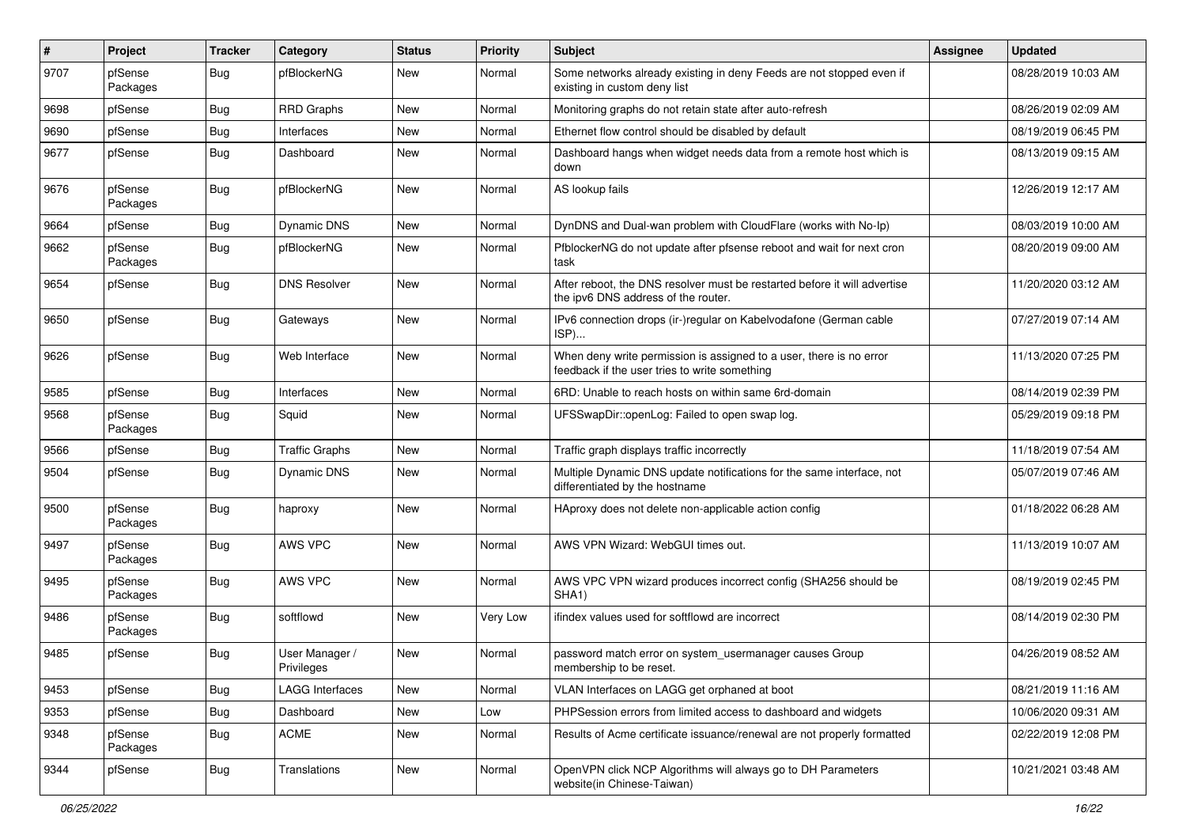| # | Project | Tracker | Category | Status | Priority | Subject | Assignee | Updated |
|---|---|---|---|---|---|---|---|---|
| 9707 | pfSense Packages | Bug | pfBlockerNG | New | Normal | Some networks already existing in deny Feeds are not stopped even if existing in custom deny list | | 08/28/2019 10:03 AM |
| 9698 | pfSense | Bug | RRD Graphs | New | Normal | Monitoring graphs do not retain state after auto-refresh | | 08/26/2019 02:09 AM |
| 9690 | pfSense | Bug | Interfaces | New | Normal | Ethernet flow control should be disabled by default | | 08/19/2019 06:45 PM |
| 9677 | pfSense | Bug | Dashboard | New | Normal | Dashboard hangs when widget needs data from a remote host which is down | | 08/13/2019 09:15 AM |
| 9676 | pfSense Packages | Bug | pfBlockerNG | New | Normal | AS lookup fails | | 12/26/2019 12:17 AM |
| 9664 | pfSense | Bug | Dynamic DNS | New | Normal | DynDNS and Dual-wan problem with CloudFlare (works with No-Ip) | | 08/03/2019 10:00 AM |
| 9662 | pfSense Packages | Bug | pfBlockerNG | New | Normal | PfblockerNG do not update after pfsense reboot and wait for next cron task | | 08/20/2019 09:00 AM |
| 9654 | pfSense | Bug | DNS Resolver | New | Normal | After reboot, the DNS resolver must be restarted before it will advertise the ipv6 DNS address of the router. | | 11/20/2020 03:12 AM |
| 9650 | pfSense | Bug | Gateways | New | Normal | IPv6 connection drops (ir-)regular on Kabelvodafone (German cable ISP)... | | 07/27/2019 07:14 AM |
| 9626 | pfSense | Bug | Web Interface | New | Normal | When deny write permission is assigned to a user, there is no error feedback if the user tries to write something | | 11/13/2020 07:25 PM |
| 9585 | pfSense | Bug | Interfaces | New | Normal | 6RD: Unable to reach hosts on within same 6rd-domain | | 08/14/2019 02:39 PM |
| 9568 | pfSense Packages | Bug | Squid | New | Normal | UFSSwapDir::openLog: Failed to open swap log. | | 05/29/2019 09:18 PM |
| 9566 | pfSense | Bug | Traffic Graphs | New | Normal | Traffic graph displays traffic incorrectly | | 11/18/2019 07:54 AM |
| 9504 | pfSense | Bug | Dynamic DNS | New | Normal | Multiple Dynamic DNS update notifications for the same interface, not differentiated by the hostname | | 05/07/2019 07:46 AM |
| 9500 | pfSense Packages | Bug | haproxy | New | Normal | HAproxy does not delete non-applicable action config | | 01/18/2022 06:28 AM |
| 9497 | pfSense Packages | Bug | AWS VPC | New | Normal | AWS VPN Wizard: WebGUI times out. | | 11/13/2019 10:07 AM |
| 9495 | pfSense Packages | Bug | AWS VPC | New | Normal | AWS VPC VPN wizard produces incorrect config (SHA256 should be SHA1) | | 08/19/2019 02:45 PM |
| 9486 | pfSense Packages | Bug | softflowd | New | Very Low | ifindex values used for softflowd are incorrect | | 08/14/2019 02:30 PM |
| 9485 | pfSense | Bug | User Manager / Privileges | New | Normal | password match error on system_usermanager causes Group membership to be reset. | | 04/26/2019 08:52 AM |
| 9453 | pfSense | Bug | LAGG Interfaces | New | Normal | VLAN Interfaces on LAGG get orphaned at boot | | 08/21/2019 11:16 AM |
| 9353 | pfSense | Bug | Dashboard | New | Low | PHPSession errors from limited access to dashboard and widgets | | 10/06/2020 09:31 AM |
| 9348 | pfSense Packages | Bug | ACME | New | Normal | Results of Acme certificate issuance/renewal are not properly formatted | | 02/22/2019 12:08 PM |
| 9344 | pfSense | Bug | Translations | New | Normal | OpenVPN click NCP Algorithms will always go to DH Parameters website(in Chinese-Taiwan) | | 10/21/2021 03:48 AM |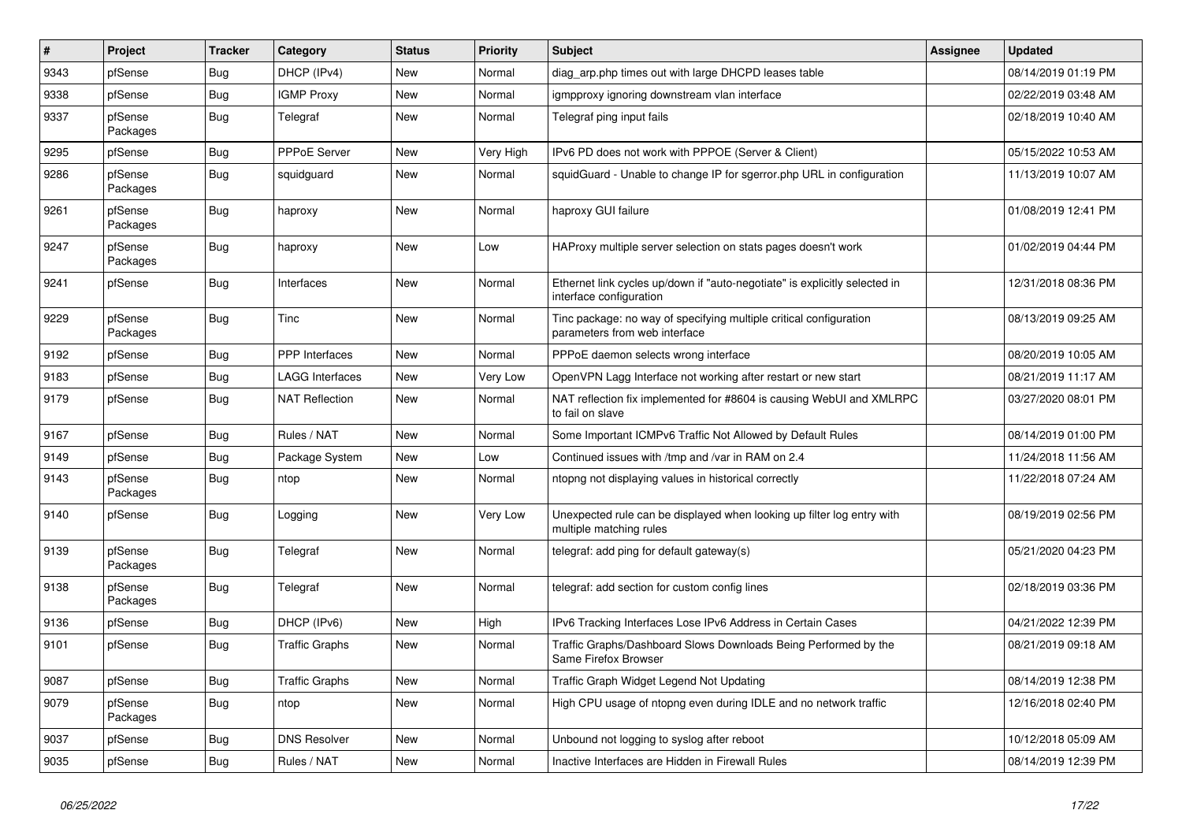| # | Project | Tracker | Category | Status | Priority | Subject | Assignee | Updated |
|---|---|---|---|---|---|---|---|---|
| 9343 | pfSense | Bug | DHCP (IPv4) | New | Normal | diag_arp.php times out with large DHCPD leases table | | 08/14/2019 01:19 PM |
| 9338 | pfSense | Bug | IGMP Proxy | New | Normal | igmpproxy ignoring downstream vlan interface | | 02/22/2019 03:48 AM |
| 9337 | pfSense Packages | Bug | Telegraf | New | Normal | Telegraf ping input fails | | 02/18/2019 10:40 AM |
| 9295 | pfSense | Bug | PPPoE Server | New | Very High | IPv6 PD does not work with PPPOE (Server & Client) | | 05/15/2022 10:53 AM |
| 9286 | pfSense Packages | Bug | squidguard | New | Normal | squidGuard - Unable to change IP for sgerror.php URL in configuration | | 11/13/2019 10:07 AM |
| 9261 | pfSense Packages | Bug | haproxy | New | Normal | haproxy GUI failure | | 01/08/2019 12:41 PM |
| 9247 | pfSense Packages | Bug | haproxy | New | Low | HAProxy multiple server selection on stats pages doesn't work | | 01/02/2019 04:44 PM |
| 9241 | pfSense | Bug | Interfaces | New | Normal | Ethernet link cycles up/down if "auto-negotiate" is explicitly selected in interface configuration | | 12/31/2018 08:36 PM |
| 9229 | pfSense Packages | Bug | Tinc | New | Normal | Tinc package: no way of specifying multiple critical configuration parameters from web interface | | 08/13/2019 09:25 AM |
| 9192 | pfSense | Bug | PPP Interfaces | New | Normal | PPPoE daemon selects wrong interface | | 08/20/2019 10:05 AM |
| 9183 | pfSense | Bug | LAGG Interfaces | New | Very Low | OpenVPN Lagg Interface not working after restart or new start | | 08/21/2019 11:17 AM |
| 9179 | pfSense | Bug | NAT Reflection | New | Normal | NAT reflection fix implemented for #8604 is causing WebUI and XMLRPC to fail on slave | | 03/27/2020 08:01 PM |
| 9167 | pfSense | Bug | Rules / NAT | New | Normal | Some Important ICMPv6 Traffic Not Allowed by Default Rules | | 08/14/2019 01:00 PM |
| 9149 | pfSense | Bug | Package System | New | Low | Continued issues with /tmp and /var in RAM on 2.4 | | 11/24/2018 11:56 AM |
| 9143 | pfSense Packages | Bug | ntop | New | Normal | ntopng not displaying values in historical correctly | | 11/22/2018 07:24 AM |
| 9140 | pfSense | Bug | Logging | New | Very Low | Unexpected rule can be displayed when looking up filter log entry with multiple matching rules | | 08/19/2019 02:56 PM |
| 9139 | pfSense Packages | Bug | Telegraf | New | Normal | telegraf: add ping for default gateway(s) | | 05/21/2020 04:23 PM |
| 9138 | pfSense Packages | Bug | Telegraf | New | Normal | telegraf: add section for custom config lines | | 02/18/2019 03:36 PM |
| 9136 | pfSense | Bug | DHCP (IPv6) | New | High | IPv6 Tracking Interfaces Lose IPv6 Address in Certain Cases | | 04/21/2022 12:39 PM |
| 9101 | pfSense | Bug | Traffic Graphs | New | Normal | Traffic Graphs/Dashboard Slows Downloads Being Performed by the Same Firefox Browser | | 08/21/2019 09:18 AM |
| 9087 | pfSense | Bug | Traffic Graphs | New | Normal | Traffic Graph Widget Legend Not Updating | | 08/14/2019 12:38 PM |
| 9079 | pfSense Packages | Bug | ntop | New | Normal | High CPU usage of ntopng even during IDLE and no network traffic | | 12/16/2018 02:40 PM |
| 9037 | pfSense | Bug | DNS Resolver | New | Normal | Unbound not logging to syslog after reboot | | 10/12/2018 05:09 AM |
| 9035 | pfSense | Bug | Rules / NAT | New | Normal | Inactive Interfaces are Hidden in Firewall Rules | | 08/14/2019 12:39 PM |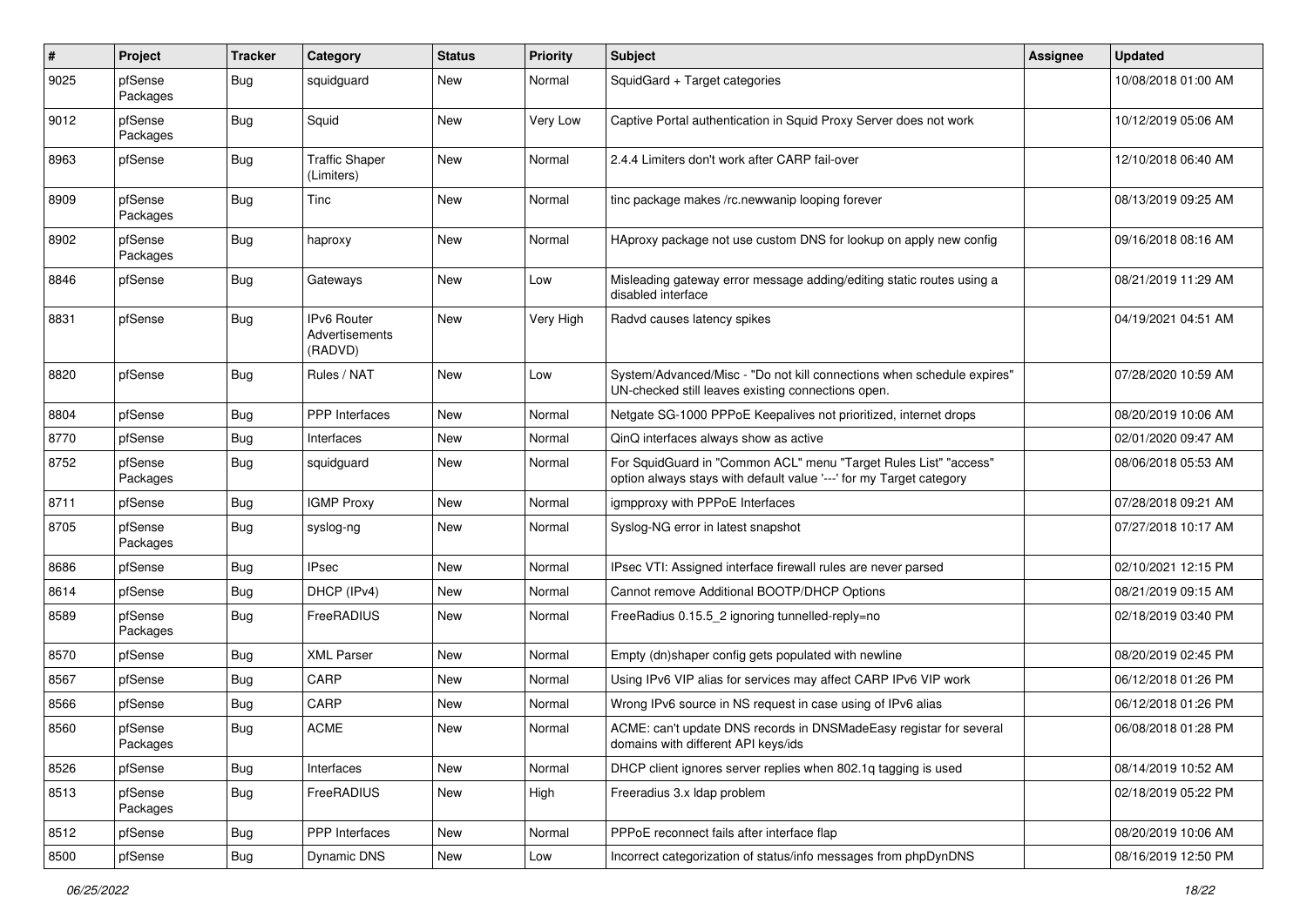| # | Project | Tracker | Category | Status | Priority | Subject | Assignee | Updated |
|---|---|---|---|---|---|---|---|---|
| 9025 | pfSense Packages | Bug | squidguard | New | Normal | SquidGard + Target categories | | 10/08/2018 01:00 AM |
| 9012 | pfSense Packages | Bug | Squid | New | Very Low | Captive Portal authentication in Squid Proxy Server does not work | | 10/12/2019 05:06 AM |
| 8963 | pfSense | Bug | Traffic Shaper (Limiters) | New | Normal | 2.4.4 Limiters don't work after CARP fail-over | | 12/10/2018 06:40 AM |
| 8909 | pfSense Packages | Bug | Tinc | New | Normal | tinc package makes /rc.newwanip looping forever | | 08/13/2019 09:25 AM |
| 8902 | pfSense Packages | Bug | haproxy | New | Normal | HAproxy package not use custom DNS for lookup on apply new config | | 09/16/2018 08:16 AM |
| 8846 | pfSense | Bug | Gateways | New | Low | Misleading gateway error message adding/editing static routes using a disabled interface | | 08/21/2019 11:29 AM |
| 8831 | pfSense | Bug | IPv6 Router Advertisements (RADVD) | New | Very High | Radvd causes latency spikes | | 04/19/2021 04:51 AM |
| 8820 | pfSense | Bug | Rules / NAT | New | Low | System/Advanced/Misc - "Do not kill connections when schedule expires" UN-checked still leaves existing connections open. | | 07/28/2020 10:59 AM |
| 8804 | pfSense | Bug | PPP Interfaces | New | Normal | Netgate SG-1000 PPPoE Keepalives not prioritized, internet drops | | 08/20/2019 10:06 AM |
| 8770 | pfSense | Bug | Interfaces | New | Normal | QinQ interfaces always show as active | | 02/01/2020 09:47 AM |
| 8752 | pfSense Packages | Bug | squidguard | New | Normal | For SquidGuard in "Common ACL" menu "Target Rules List" "access" option always stays with default value '---' for my Target category | | 08/06/2018 05:53 AM |
| 8711 | pfSense | Bug | IGMP Proxy | New | Normal | igmpproxy with PPPoE Interfaces | | 07/28/2018 09:21 AM |
| 8705 | pfSense Packages | Bug | syslog-ng | New | Normal | Syslog-NG error in latest snapshot | | 07/27/2018 10:17 AM |
| 8686 | pfSense | Bug | IPsec | New | Normal | IPsec VTI: Assigned interface firewall rules are never parsed | | 02/10/2021 12:15 PM |
| 8614 | pfSense | Bug | DHCP (IPv4) | New | Normal | Cannot remove Additional BOOTP/DHCP Options | | 08/21/2019 09:15 AM |
| 8589 | pfSense Packages | Bug | FreeRADIUS | New | Normal | FreeRadius 0.15.5_2 ignoring tunnelled-reply=no | | 02/18/2019 03:40 PM |
| 8570 | pfSense | Bug | XML Parser | New | Normal | Empty (dn)shaper config gets populated with newline | | 08/20/2019 02:45 PM |
| 8567 | pfSense | Bug | CARP | New | Normal | Using IPv6 VIP alias for services may affect CARP IPv6 VIP work | | 06/12/2018 01:26 PM |
| 8566 | pfSense | Bug | CARP | New | Normal | Wrong IPv6 source in NS request in case using of IPv6 alias | | 06/12/2018 01:26 PM |
| 8560 | pfSense Packages | Bug | ACME | New | Normal | ACME: can't update DNS records in DNSMadeEasy registar for several domains with different API keys/ids | | 06/08/2018 01:28 PM |
| 8526 | pfSense | Bug | Interfaces | New | Normal | DHCP client ignores server replies when 802.1q tagging is used | | 08/14/2019 10:52 AM |
| 8513 | pfSense Packages | Bug | FreeRADIUS | New | High | Freeradius 3.x ldap problem | | 02/18/2019 05:22 PM |
| 8512 | pfSense | Bug | PPP Interfaces | New | Normal | PPPoE reconnect fails after interface flap | | 08/20/2019 10:06 AM |
| 8500 | pfSense | Bug | Dynamic DNS | New | Low | Incorrect categorization of status/info messages from phpDynDNS | | 08/16/2019 12:50 PM |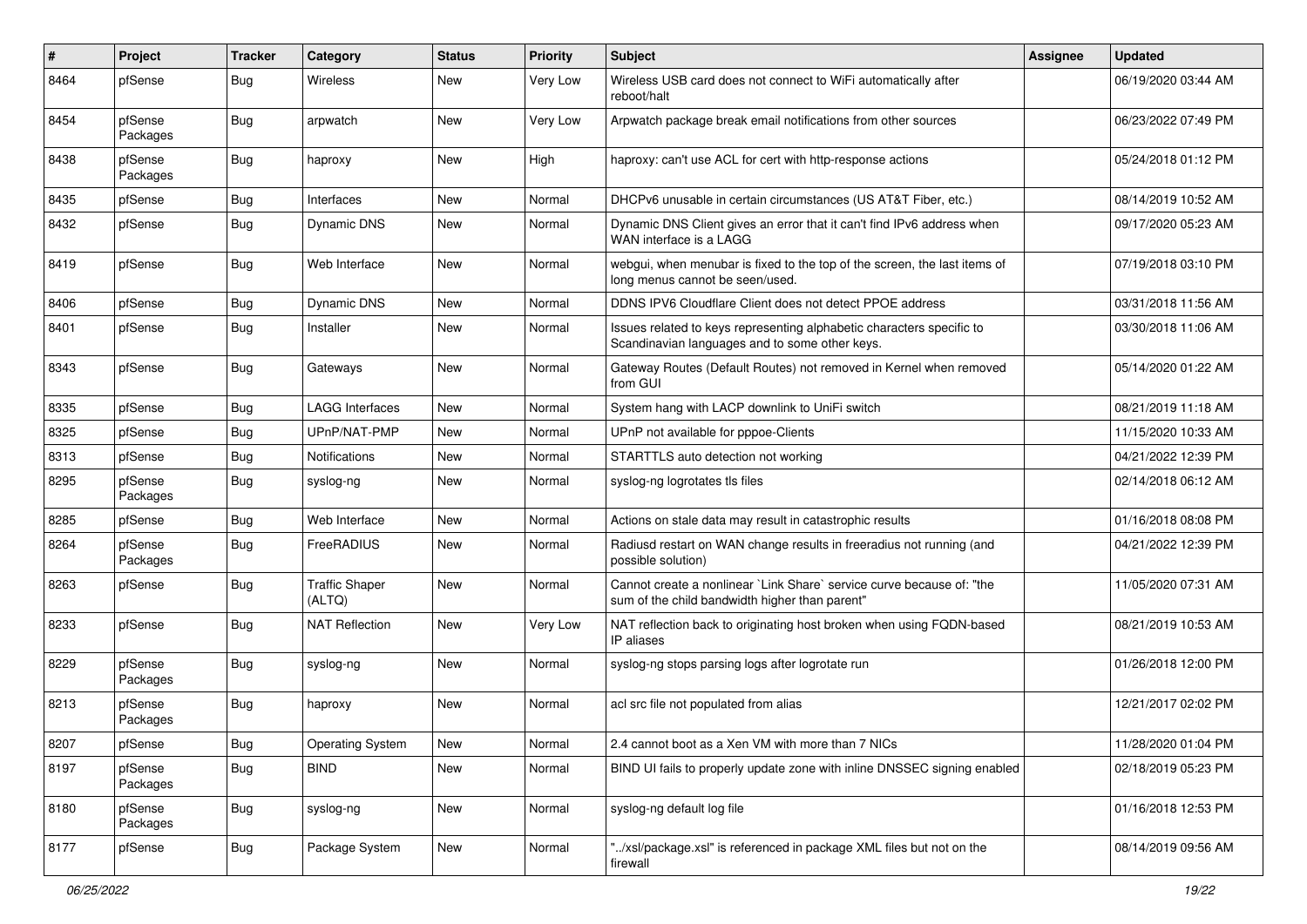| # | Project | Tracker | Category | Status | Priority | Subject | Assignee | Updated |
|---|---|---|---|---|---|---|---|---|
| 8464 | pfSense | Bug | Wireless | New | Very Low | Wireless USB card does not connect to WiFi automatically after reboot/halt | | 06/19/2020 03:44 AM |
| 8454 | pfSense Packages | Bug | arpwatch | New | Very Low | Arpwatch package break email notifications from other sources | | 06/23/2022 07:49 PM |
| 8438 | pfSense Packages | Bug | haproxy | New | High | haproxy: can't use ACL for cert with http-response actions | | 05/24/2018 01:12 PM |
| 8435 | pfSense | Bug | Interfaces | New | Normal | DHCPv6 unusable in certain circumstances (US AT&T Fiber, etc.) | | 08/14/2019 10:52 AM |
| 8432 | pfSense | Bug | Dynamic DNS | New | Normal | Dynamic DNS Client gives an error that it can't find IPv6 address when WAN interface is a LAGG | | 09/17/2020 05:23 AM |
| 8419 | pfSense | Bug | Web Interface | New | Normal | webgui, when menubar is fixed to the top of the screen, the last items of long menus cannot be seen/used. | | 07/19/2018 03:10 PM |
| 8406 | pfSense | Bug | Dynamic DNS | New | Normal | DDNS IPV6 Cloudflare Client does not detect PPOE address | | 03/31/2018 11:56 AM |
| 8401 | pfSense | Bug | Installer | New | Normal | Issues related to keys representing alphabetic characters specific to Scandinavian languages and to some other keys. | | 03/30/2018 11:06 AM |
| 8343 | pfSense | Bug | Gateways | New | Normal | Gateway Routes (Default Routes) not removed in Kernel when removed from GUI | | 05/14/2020 01:22 AM |
| 8335 | pfSense | Bug | LAGG Interfaces | New | Normal | System hang with LACP downlink to UniFi switch | | 08/21/2019 11:18 AM |
| 8325 | pfSense | Bug | UPnP/NAT-PMP | New | Normal | UPnP not available for pppoe-Clients | | 11/15/2020 10:33 AM |
| 8313 | pfSense | Bug | Notifications | New | Normal | STARTTLS auto detection not working | | 04/21/2022 12:39 PM |
| 8295 | pfSense Packages | Bug | syslog-ng | New | Normal | syslog-ng logrotates tls files | | 02/14/2018 06:12 AM |
| 8285 | pfSense | Bug | Web Interface | New | Normal | Actions on stale data may result in catastrophic results | | 01/16/2018 08:08 PM |
| 8264 | pfSense Packages | Bug | FreeRADIUS | New | Normal | Radiusd restart on WAN change results in freeradius not running (and possible solution) | | 04/21/2022 12:39 PM |
| 8263 | pfSense | Bug | Traffic Shaper (ALTQ) | New | Normal | Cannot create a nonlinear `Link Share` service curve because of: "the sum of the child bandwidth higher than parent" | | 11/05/2020 07:31 AM |
| 8233 | pfSense | Bug | NAT Reflection | New | Very Low | NAT reflection back to originating host broken when using FQDN-based IP aliases | | 08/21/2019 10:53 AM |
| 8229 | pfSense Packages | Bug | syslog-ng | New | Normal | syslog-ng stops parsing logs after logrotate run | | 01/26/2018 12:00 PM |
| 8213 | pfSense Packages | Bug | haproxy | New | Normal | acl src file not populated from alias | | 12/21/2017 02:02 PM |
| 8207 | pfSense | Bug | Operating System | New | Normal | 2.4 cannot boot as a Xen VM with more than 7 NICs | | 11/28/2020 01:04 PM |
| 8197 | pfSense Packages | Bug | BIND | New | Normal | BIND UI fails to properly update zone with inline DNSSEC signing enabled | | 02/18/2019 05:23 PM |
| 8180 | pfSense Packages | Bug | syslog-ng | New | Normal | syslog-ng default log file | | 01/16/2018 12:53 PM |
| 8177 | pfSense | Bug | Package System | New | Normal | "../xsl/package.xsl" is referenced in package XML files but not on the firewall | | 08/14/2019 09:56 AM |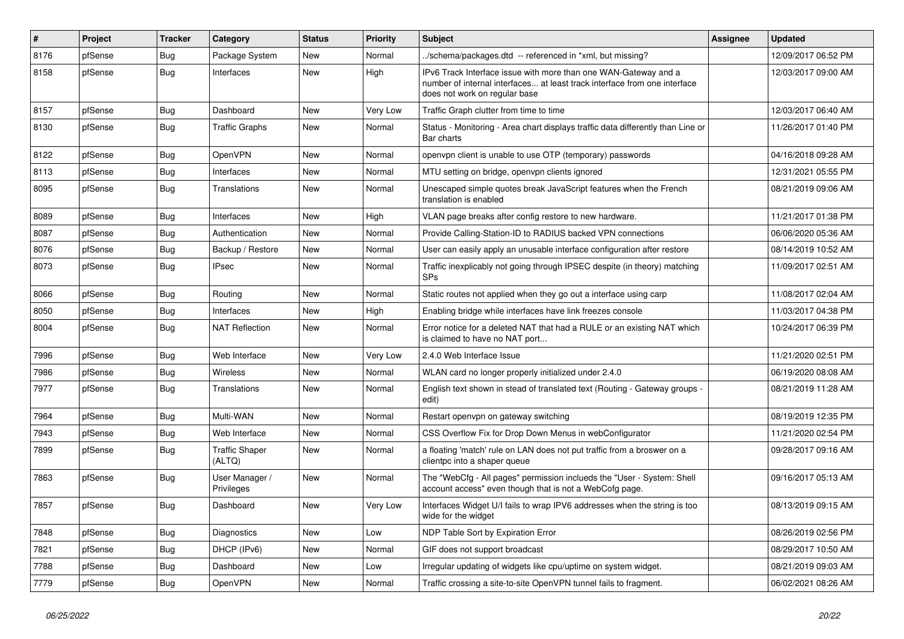| # | Project | Tracker | Category | Status | Priority | Subject | Assignee | Updated |
|---|---|---|---|---|---|---|---|---|
| 8176 | pfSense | Bug | Package System | New | Normal | ../schema/packages.dtd -- referenced in *xml, but missing? | | 12/09/2017 06:52 PM |
| 8158 | pfSense | Bug | Interfaces | New | High | IPv6 Track Interface issue with more than one WAN-Gateway and a number of internal interfaces... at least track interface from one interface does not work on regular base | | 12/03/2017 09:00 AM |
| 8157 | pfSense | Bug | Dashboard | New | Very Low | Traffic Graph clutter from time to time | | 12/03/2017 06:40 AM |
| 8130 | pfSense | Bug | Traffic Graphs | New | Normal | Status - Monitoring - Area chart displays traffic data differently than Line or Bar charts | | 11/26/2017 01:40 PM |
| 8122 | pfSense | Bug | OpenVPN | New | Normal | openvpn client is unable to use OTP (temporary) passwords | | 04/16/2018 09:28 AM |
| 8113 | pfSense | Bug | Interfaces | New | Normal | MTU setting on bridge, openvpn clients ignored | | 12/31/2021 05:55 PM |
| 8095 | pfSense | Bug | Translations | New | Normal | Unescaped simple quotes break JavaScript features when the French translation is enabled | | 08/21/2019 09:06 AM |
| 8089 | pfSense | Bug | Interfaces | New | High | VLAN page breaks after config restore to new hardware. | | 11/21/2017 01:38 PM |
| 8087 | pfSense | Bug | Authentication | New | Normal | Provide Calling-Station-ID to RADIUS backed VPN connections | | 06/06/2020 05:36 AM |
| 8076 | pfSense | Bug | Backup / Restore | New | Normal | User can easily apply an unusable interface configuration after restore | | 08/14/2019 10:52 AM |
| 8073 | pfSense | Bug | IPsec | New | Normal | Traffic inexplicably not going through IPSEC despite (in theory) matching SPs | | 11/09/2017 02:51 AM |
| 8066 | pfSense | Bug | Routing | New | Normal | Static routes not applied when they go out a interface using carp | | 11/08/2017 02:04 AM |
| 8050 | pfSense | Bug | Interfaces | New | High | Enabling bridge while interfaces have link freezes console | | 11/03/2017 04:38 PM |
| 8004 | pfSense | Bug | NAT Reflection | New | Normal | Error notice for a deleted NAT that had a RULE or an existing NAT which is claimed to have no NAT port... | | 10/24/2017 06:39 PM |
| 7996 | pfSense | Bug | Web Interface | New | Very Low | 2.4.0 Web Interface Issue | | 11/21/2020 02:51 PM |
| 7986 | pfSense | Bug | Wireless | New | Normal | WLAN card no longer properly initialized under 2.4.0 | | 06/19/2020 08:08 AM |
| 7977 | pfSense | Bug | Translations | New | Normal | English text shown in stead of translated text (Routing - Gateway groups - edit) | | 08/21/2019 11:28 AM |
| 7964 | pfSense | Bug | Multi-WAN | New | Normal | Restart openvpn on gateway switching | | 08/19/2019 12:35 PM |
| 7943 | pfSense | Bug | Web Interface | New | Normal | CSS Overflow Fix for Drop Down Menus in webConfigurator | | 11/21/2020 02:54 PM |
| 7899 | pfSense | Bug | Traffic Shaper (ALTQ) | New | Normal | a floating 'match' rule on LAN does not put traffic from a broswer on a clientpc into a shaper queue | | 09/28/2017 09:16 AM |
| 7863 | pfSense | Bug | User Manager / Privileges | New | Normal | The "WebCfg - All pages" permission inclueds the "User - System: Shell account access" even though that is not a WebCofg page. | | 09/16/2017 05:13 AM |
| 7857 | pfSense | Bug | Dashboard | New | Very Low | Interfaces Widget U/I fails to wrap IPV6 addresses when the string is too wide for the widget | | 08/13/2019 09:15 AM |
| 7848 | pfSense | Bug | Diagnostics | New | Low | NDP Table Sort by Expiration Error | | 08/26/2019 02:56 PM |
| 7821 | pfSense | Bug | DHCP (IPv6) | New | Normal | GIF does not support broadcast | | 08/29/2017 10:50 AM |
| 7788 | pfSense | Bug | Dashboard | New | Low | Irregular updating of widgets like cpu/uptime on system widget. | | 08/21/2019 09:03 AM |
| 7779 | pfSense | Bug | OpenVPN | New | Normal | Traffic crossing a site-to-site OpenVPN tunnel fails to fragment. | | 06/02/2021 08:26 AM |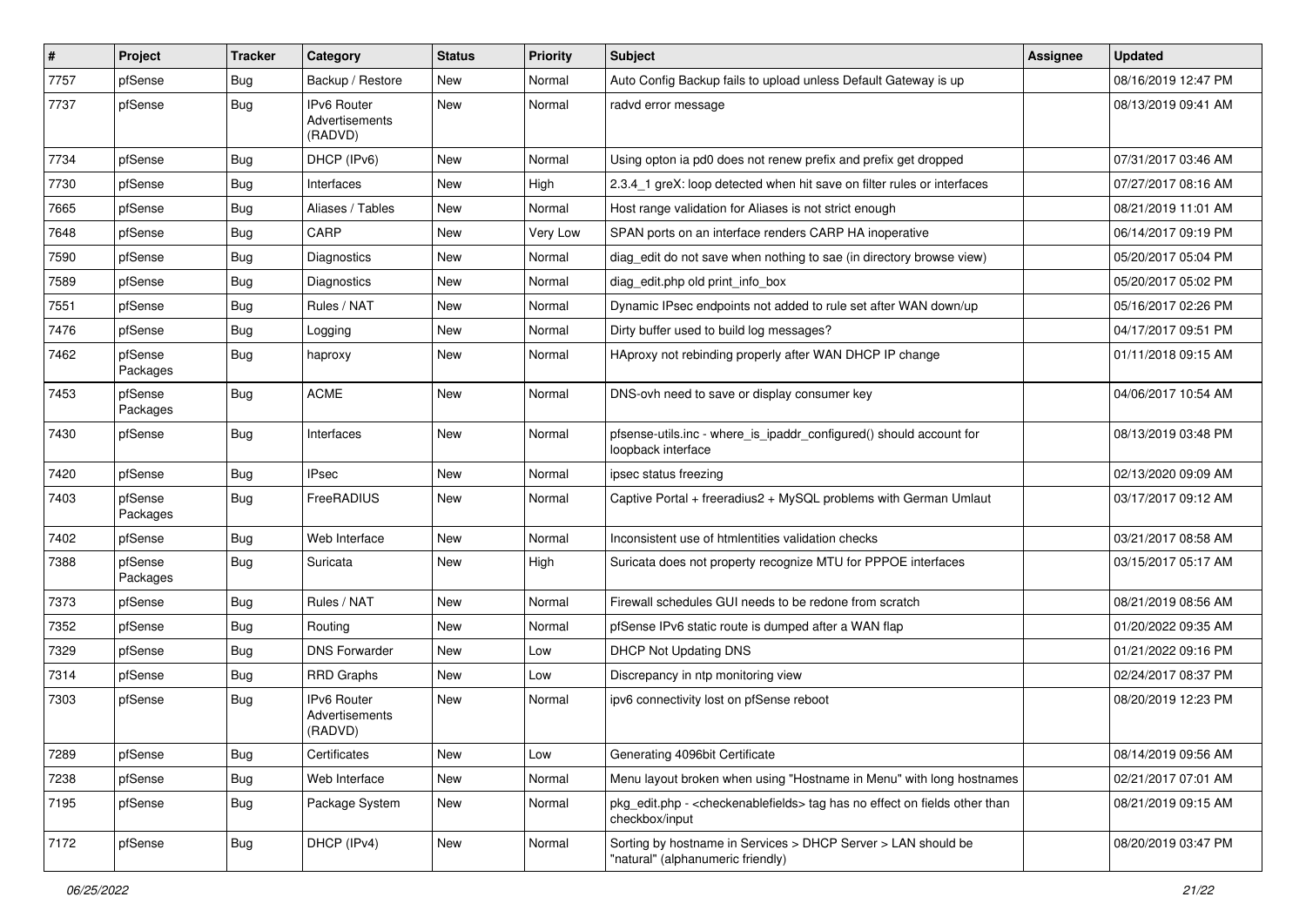| # | Project | Tracker | Category | Status | Priority | Subject | Assignee | Updated |
|---|---|---|---|---|---|---|---|---|
| 7757 | pfSense | Bug | Backup / Restore | New | Normal | Auto Config Backup fails to upload unless Default Gateway is up | | 08/16/2019 12:47 PM |
| 7737 | pfSense | Bug | IPv6 Router Advertisements (RADVD) | New | Normal | radvd error message | | 08/13/2019 09:41 AM |
| 7734 | pfSense | Bug | DHCP (IPv6) | New | Normal | Using opton ia pd0 does not renew prefix and prefix get dropped | | 07/31/2017 03:46 AM |
| 7730 | pfSense | Bug | Interfaces | New | High | 2.3.4_1 greX: loop detected when hit save on filter rules or interfaces | | 07/27/2017 08:16 AM |
| 7665 | pfSense | Bug | Aliases / Tables | New | Normal | Host range validation for Aliases is not strict enough | | 08/21/2019 11:01 AM |
| 7648 | pfSense | Bug | CARP | New | Very Low | SPAN ports on an interface renders CARP HA inoperative | | 06/14/2017 09:19 PM |
| 7590 | pfSense | Bug | Diagnostics | New | Normal | diag_edit do not save when nothing to sae (in directory browse view) | | 05/20/2017 05:04 PM |
| 7589 | pfSense | Bug | Diagnostics | New | Normal | diag_edit.php old print_info_box | | 05/20/2017 05:02 PM |
| 7551 | pfSense | Bug | Rules / NAT | New | Normal | Dynamic IPsec endpoints not added to rule set after WAN down/up | | 05/16/2017 02:26 PM |
| 7476 | pfSense | Bug | Logging | New | Normal | Dirty buffer used to build log messages? | | 04/17/2017 09:51 PM |
| 7462 | pfSense Packages | Bug | haproxy | New | Normal | HAproxy not rebinding properly after WAN DHCP IP change | | 01/11/2018 09:15 AM |
| 7453 | pfSense Packages | Bug | ACME | New | Normal | DNS-ovh need to save or display consumer key | | 04/06/2017 10:54 AM |
| 7430 | pfSense | Bug | Interfaces | New | Normal | pfsense-utils.inc - where_is_ipaddr_configured() should account for loopback interface | | 08/13/2019 03:48 PM |
| 7420 | pfSense | Bug | IPsec | New | Normal | ipsec status freezing | | 02/13/2020 09:09 AM |
| 7403 | pfSense Packages | Bug | FreeRADIUS | New | Normal | Captive Portal + freeradius2 + MySQL problems with German Umlaut | | 03/17/2017 09:12 AM |
| 7402 | pfSense | Bug | Web Interface | New | Normal | Inconsistent use of htmlentities validation checks | | 03/21/2017 08:58 AM |
| 7388 | pfSense Packages | Bug | Suricata | New | High | Suricata does not property recognize MTU for PPPOE interfaces | | 03/15/2017 05:17 AM |
| 7373 | pfSense | Bug | Rules / NAT | New | Normal | Firewall schedules GUI needs to be redone from scratch | | 08/21/2019 08:56 AM |
| 7352 | pfSense | Bug | Routing | New | Normal | pfSense IPv6 static route is dumped after a WAN flap | | 01/20/2022 09:35 AM |
| 7329 | pfSense | Bug | DNS Forwarder | New | Low | DHCP Not Updating DNS | | 01/21/2022 09:16 PM |
| 7314 | pfSense | Bug | RRD Graphs | New | Low | Discrepancy in ntp monitoring view | | 02/24/2017 08:37 PM |
| 7303 | pfSense | Bug | IPv6 Router Advertisements (RADVD) | New | Normal | ipv6 connectivity lost on pfSense reboot | | 08/20/2019 12:23 PM |
| 7289 | pfSense | Bug | Certificates | New | Low | Generating 4096bit Certificate | | 08/14/2019 09:56 AM |
| 7238 | pfSense | Bug | Web Interface | New | Normal | Menu layout broken when using "Hostname in Menu" with long hostnames | | 02/21/2017 07:01 AM |
| 7195 | pfSense | Bug | Package System | New | Normal | pkg_edit.php - <checkenablefields> tag has no effect on fields other than checkbox/input | | 08/21/2019 09:15 AM |
| 7172 | pfSense | Bug | DHCP (IPv4) | New | Normal | Sorting by hostname in Services > DHCP Server > LAN should be "natural" (alphanumeric friendly) | | 08/20/2019 03:47 PM |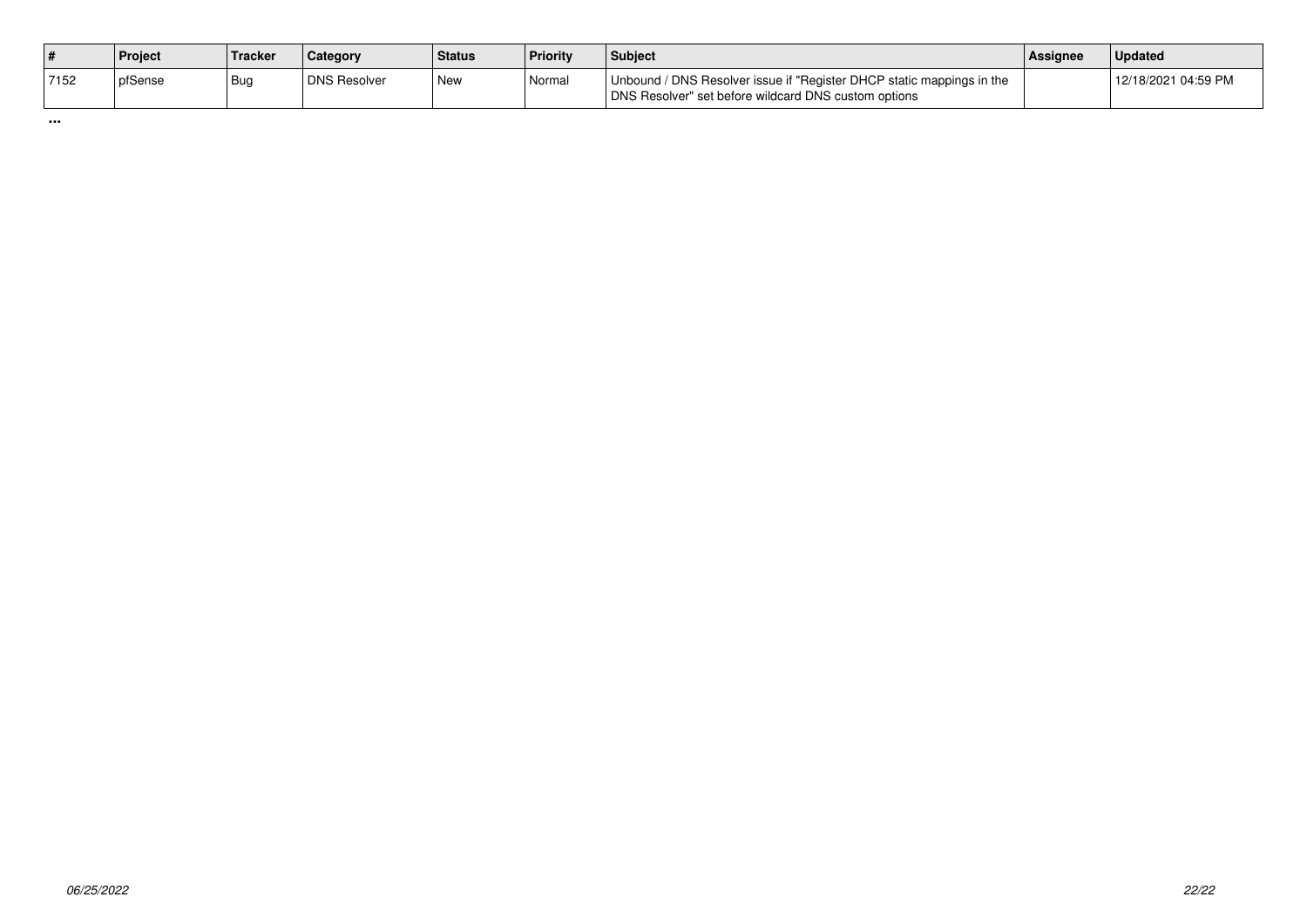| # | Project | Tracker | Category | Status | Priority | Subject | Assignee | Updated |
|---|---|---|---|---|---|---|---|---|
| 7152 | pfSense | Bug | DNS Resolver | New | Normal | Unbound / DNS Resolver issue if "Register DHCP static mappings in the DNS Resolver" set before wildcard DNS custom options | | 12/18/2021 04:59 PM |

**...**